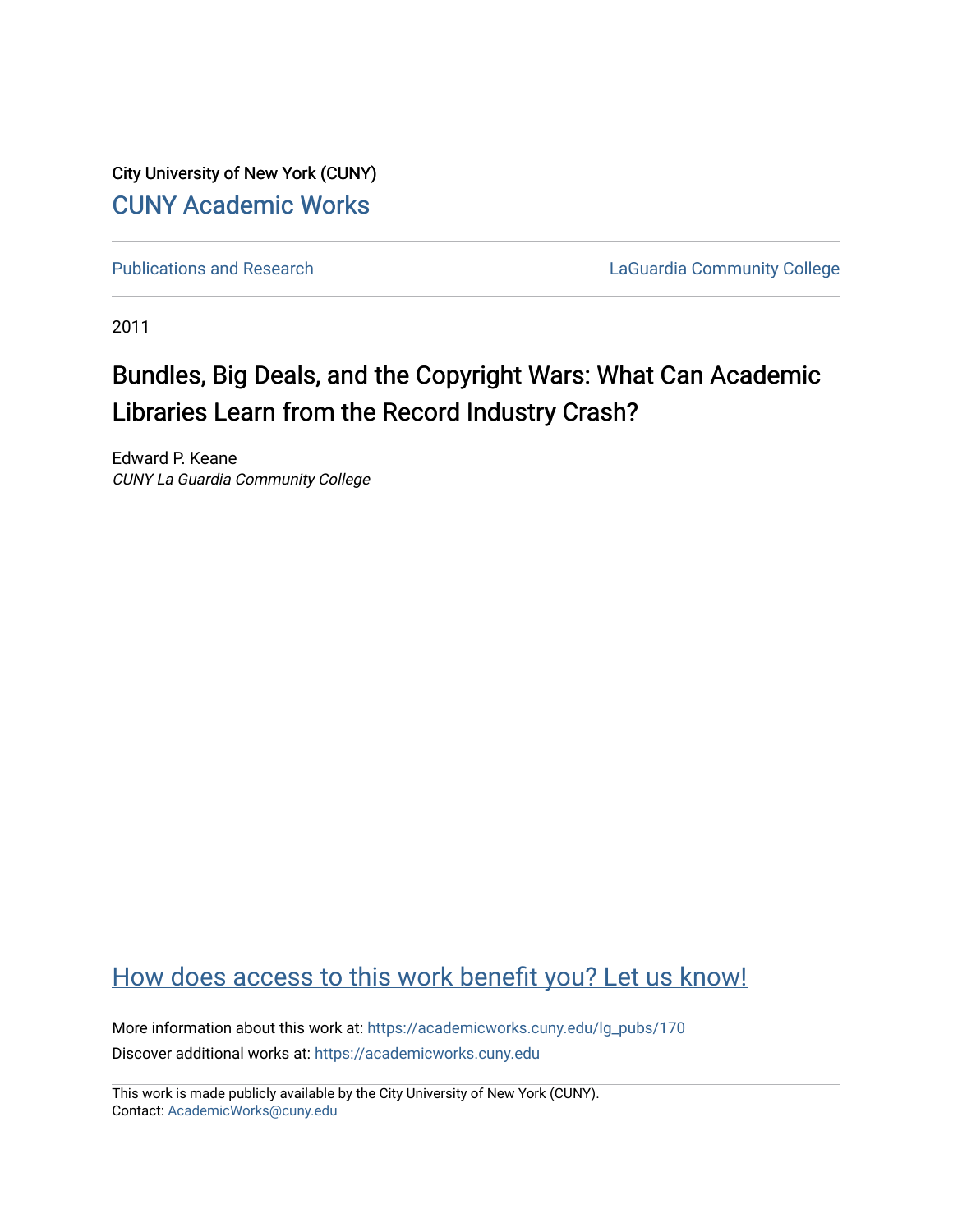City University of New York (CUNY)

CUNY Academic Works

Publications and Research

LaGuardia Community College

2011

# Bundles, Big Deals, and the Copyright Wars: What Can Academic Libraries Learn from the Record Industry Crash?

Edward P. Keane

*CUNY La Guardia Community College*

How does access to this work benefit you? Let us know!

More information about this work at: https://academicworks.cuny.edu/lg_pubs/170

Discover additional works at: https://academicworks.cuny.edu

This work is made publicly available by the City University of New York (CUNY).
Contact: AcademicWorks@cuny.edu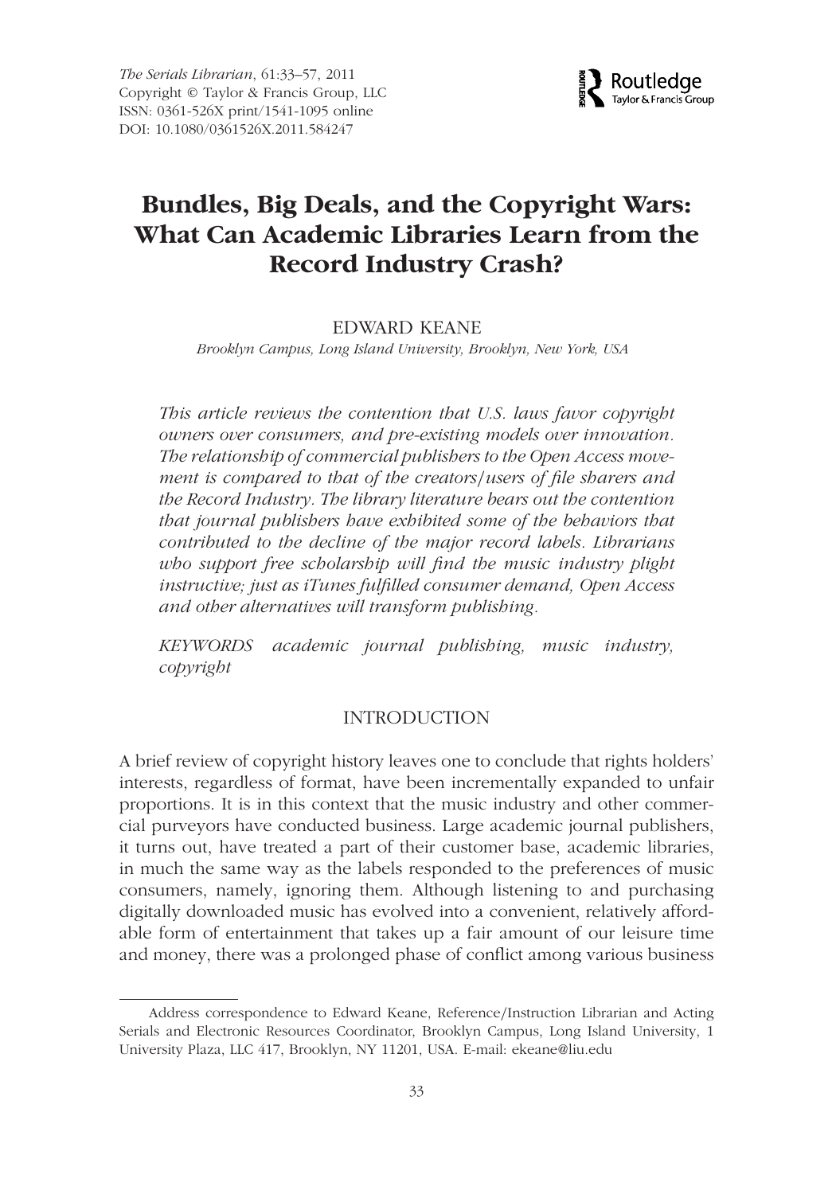# Bundles, Big Deals, and the Copyright Wars: What Can Academic Libraries Learn from the Record Industry Crash?

EDWARD KEANE

*Brooklyn Campus, Long Island University, Brooklyn, New York, USA*

*This article reviews the contention that U.S. laws favor copyright owners over consumers, and pre-existing models over innovation. The relationship of commercial publishers to the Open Access movement is compared to that of the creators/users of file sharers and the Record Industry. The library literature bears out the contention that journal publishers have exhibited some of the behaviors that contributed to the decline of the major record labels. Librarians who support free scholarship will find the music industry plight instructive; just as iTunes fulfilled consumer demand, Open Access and other alternatives will transform publishing.*

*KEYWORDS* academic journal publishing, music industry, copyright

## INTRODUCTION

A brief review of copyright history leaves one to conclude that rights holders' interests, regardless of format, have been incrementally expanded to unfair proportions. It is in this context that the music industry and other commercial purveyors have conducted business. Large academic journal publishers, it turns out, have treated a part of their customer base, academic libraries, in much the same way as the labels responded to the preferences of music consumers, namely, ignoring them. Although listening to and purchasing digitally downloaded music has evolved into a convenient, relatively affordable form of entertainment that takes up a fair amount of our leisure time and money, there was a prolonged phase of conflict among various business

Address correspondence to Edward Keane, Reference/Instruction Librarian and Acting Serials and Electronic Resources Coordinator, Brooklyn Campus, Long Island University, 1 University Plaza, LLC 417, Brooklyn, NY 11201, USA. E-mail: ekeane@liu.edu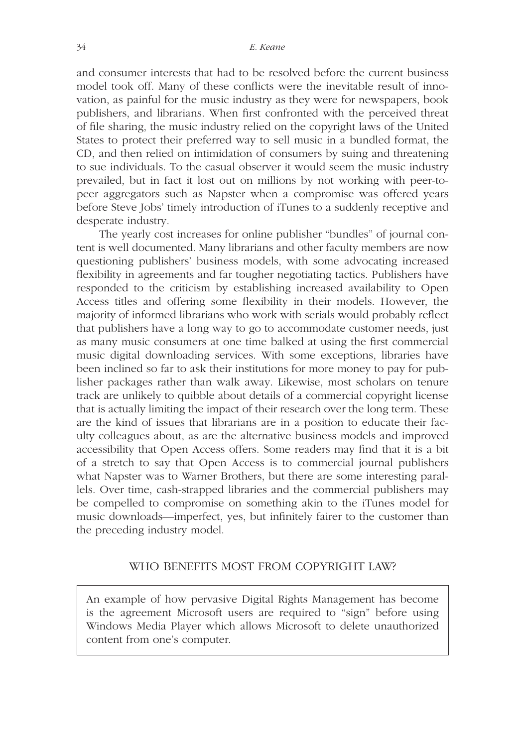and consumer interests that had to be resolved before the current business model took off. Many of these conflicts were the inevitable result of innovation, as painful for the music industry as they were for newspapers, book publishers, and librarians. When first confronted with the perceived threat of file sharing, the music industry relied on the copyright laws of the United States to protect their preferred way to sell music in a bundled format, the CD, and then relied on intimidation of consumers by suing and threatening to sue individuals. To the casual observer it would seem the music industry prevailed, but in fact it lost out on millions by not working with peer-to-peer aggregators such as Napster when a compromise was offered years before Steve Jobs' timely introduction of iTunes to a suddenly receptive and desperate industry.

The yearly cost increases for online publisher "bundles" of journal content is well documented. Many librarians and other faculty members are now questioning publishers' business models, with some advocating increased flexibility in agreements and far tougher negotiating tactics. Publishers have responded to the criticism by establishing increased availability to Open Access titles and offering some flexibility in their models. However, the majority of informed librarians who work with serials would probably reflect that publishers have a long way to go to accommodate customer needs, just as many music consumers at one time balked at using the first commercial music digital downloading services. With some exceptions, libraries have been inclined so far to ask their institutions for more money to pay for publisher packages rather than walk away. Likewise, most scholars on tenure track are unlikely to quibble about details of a commercial copyright license that is actually limiting the impact of their research over the long term. These are the kind of issues that librarians are in a position to educate their faculty colleagues about, as are the alternative business models and improved accessibility that Open Access offers. Some readers may find that it is a bit of a stretch to say that Open Access is to commercial journal publishers what Napster was to Warner Brothers, but there are some interesting parallels. Over time, cash-strapped libraries and the commercial publishers may be compelled to compromise on something akin to the iTunes model for music downloads—imperfect, yes, but infinitely fairer to the customer than the preceding industry model.

## WHO BENEFITS MOST FROM COPYRIGHT LAW?

> An example of how pervasive Digital Rights Management has become is the agreement Microsoft users are required to "sign" before using Windows Media Player which allows Microsoft to delete unauthorized content from one's computer.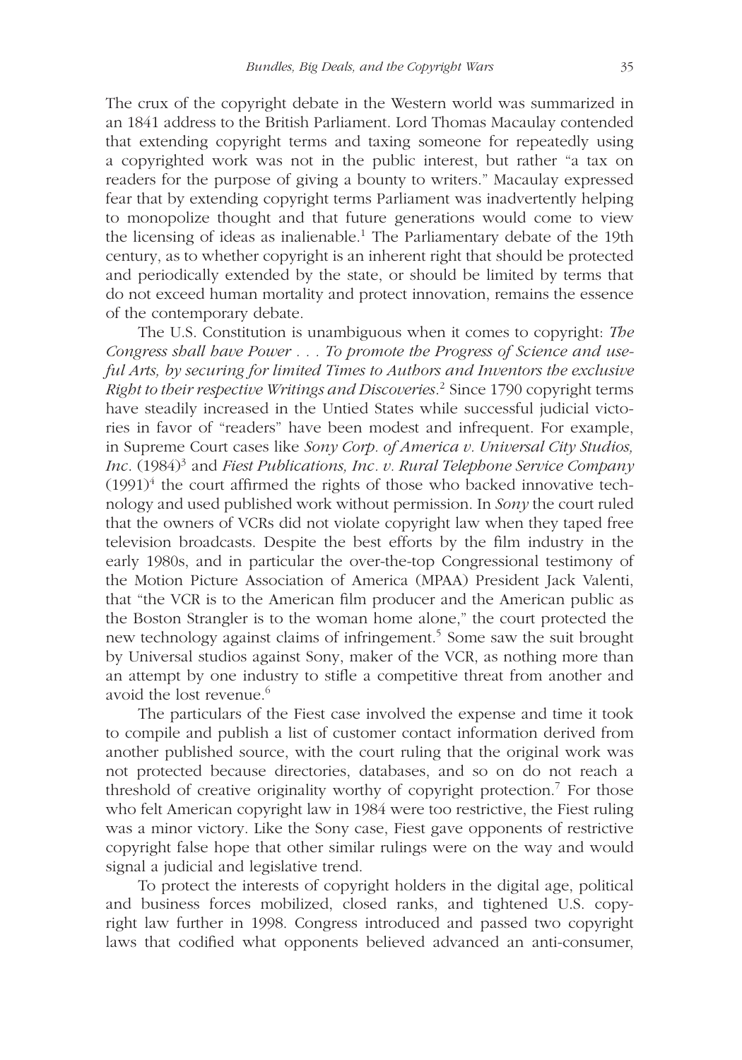The crux of the copyright debate in the Western world was summarized in an 1841 address to the British Parliament. Lord Thomas Macaulay contended that extending copyright terms and taxing someone for repeatedly using a copyrighted work was not in the public interest, but rather "a tax on readers for the purpose of giving a bounty to writers." Macaulay expressed fear that by extending copyright terms Parliament was inadvertently helping to monopolize thought and that future generations would come to view the licensing of ideas as inalienable.[1] The Parliamentary debate of the 19th century, as to whether copyright is an inherent right that should be protected and periodically extended by the state, or should be limited by terms that do not exceed human mortality and protect innovation, remains the essence of the contemporary debate.

The U.S. Constitution is unambiguous when it comes to copyright: *The Congress shall have Power . . . To promote the Progress of Science and useful Arts, by securing for limited Times to Authors and Inventors the exclusive Right to their respective Writings and Discoveries*.[2] Since 1790 copyright terms have steadily increased in the Untied States while successful judicial victories in favor of "readers" have been modest and infrequent. For example, in Supreme Court cases like *Sony Corp. of America v. Universal City Studios, Inc*. (1984)[3] and *Fiest Publications, Inc. v. Rural Telephone Service Company* (1991)[4] the court affirmed the rights of those who backed innovative technology and used published work without permission. In *Sony* the court ruled that the owners of VCRs did not violate copyright law when they taped free television broadcasts. Despite the best efforts by the film industry in the early 1980s, and in particular the over-the-top Congressional testimony of the Motion Picture Association of America (MPAA) President Jack Valenti, that "the VCR is to the American film producer and the American public as the Boston Strangler is to the woman home alone," the court protected the new technology against claims of infringement.[5] Some saw the suit brought by Universal studios against Sony, maker of the VCR, as nothing more than an attempt by one industry to stifle a competitive threat from another and avoid the lost revenue.[6]

The particulars of the Fiest case involved the expense and time it took to compile and publish a list of customer contact information derived from another published source, with the court ruling that the original work was not protected because directories, databases, and so on do not reach a threshold of creative originality worthy of copyright protection.[7] For those who felt American copyright law in 1984 were too restrictive, the Fiest ruling was a minor victory. Like the Sony case, Fiest gave opponents of restrictive copyright false hope that other similar rulings were on the way and would signal a judicial and legislative trend.

To protect the interests of copyright holders in the digital age, political and business forces mobilized, closed ranks, and tightened U.S. copyright law further in 1998. Congress introduced and passed two copyright laws that codified what opponents believed advanced an anti-consumer,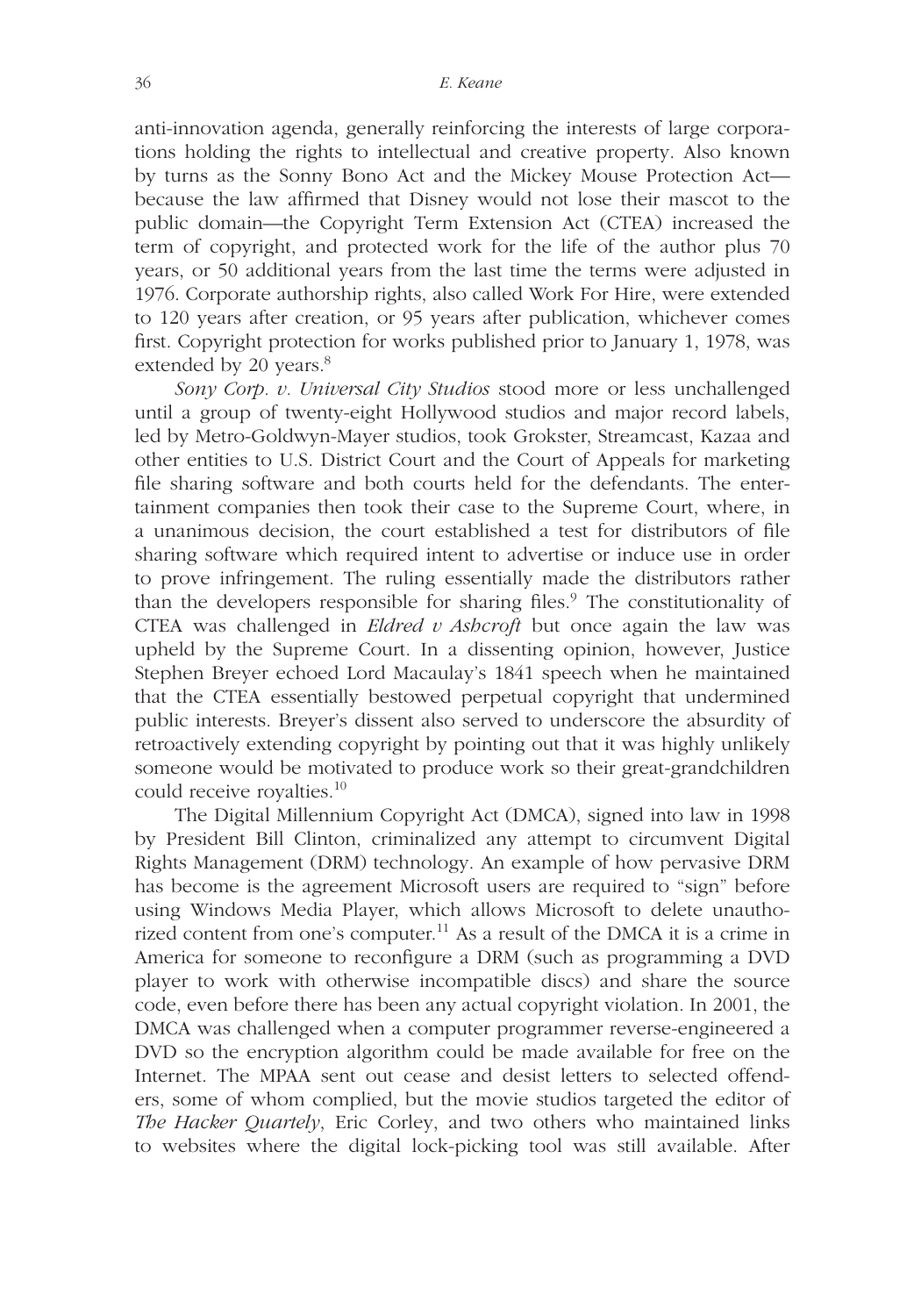anti-innovation agenda, generally reinforcing the interests of large corporations holding the rights to intellectual and creative property. Also known by turns as the Sonny Bono Act and the Mickey Mouse Protection Act—because the law affirmed that Disney would not lose their mascot to the public domain—the Copyright Term Extension Act (CTEA) increased the term of copyright, and protected work for the life of the author plus 70 years, or 50 additional years from the last time the terms were adjusted in 1976. Corporate authorship rights, also called Work For Hire, were extended to 120 years after creation, or 95 years after publication, whichever comes first. Copyright protection for works published prior to January 1, 1978, was extended by 20 years.[8]

*Sony Corp. v. Universal City Studios* stood more or less unchallenged until a group of twenty-eight Hollywood studios and major record labels, led by Metro-Goldwyn-Mayer studios, took Grokster, Streamcast, Kazaa and other entities to U.S. District Court and the Court of Appeals for marketing file sharing software and both courts held for the defendants. The entertainment companies then took their case to the Supreme Court, where, in a unanimous decision, the court established a test for distributors of file sharing software which required intent to advertise or induce use in order to prove infringement. The ruling essentially made the distributors rather than the developers responsible for sharing files.[9] The constitutionality of CTEA was challenged in *Eldred v Ashcroft* but once again the law was upheld by the Supreme Court. In a dissenting opinion, however, Justice Stephen Breyer echoed Lord Macaulay's 1841 speech when he maintained that the CTEA essentially bestowed perpetual copyright that undermined public interests. Breyer's dissent also served to underscore the absurdity of retroactively extending copyright by pointing out that it was highly unlikely someone would be motivated to produce work so their great-grandchildren could receive royalties.[10]

The Digital Millennium Copyright Act (DMCA), signed into law in 1998 by President Bill Clinton, criminalized any attempt to circumvent Digital Rights Management (DRM) technology. An example of how pervasive DRM has become is the agreement Microsoft users are required to "sign" before using Windows Media Player, which allows Microsoft to delete unauthorized content from one's computer.[11] As a result of the DMCA it is a crime in America for someone to reconfigure a DRM (such as programming a DVD player to work with otherwise incompatible discs) and share the source code, even before there has been any actual copyright violation. In 2001, the DMCA was challenged when a computer programmer reverse-engineered a DVD so the encryption algorithm could be made available for free on the Internet. The MPAA sent out cease and desist letters to selected offenders, some of whom complied, but the movie studios targeted the editor of *The Hacker Quartely*, Eric Corley, and two others who maintained links to websites where the digital lock-picking tool was still available. After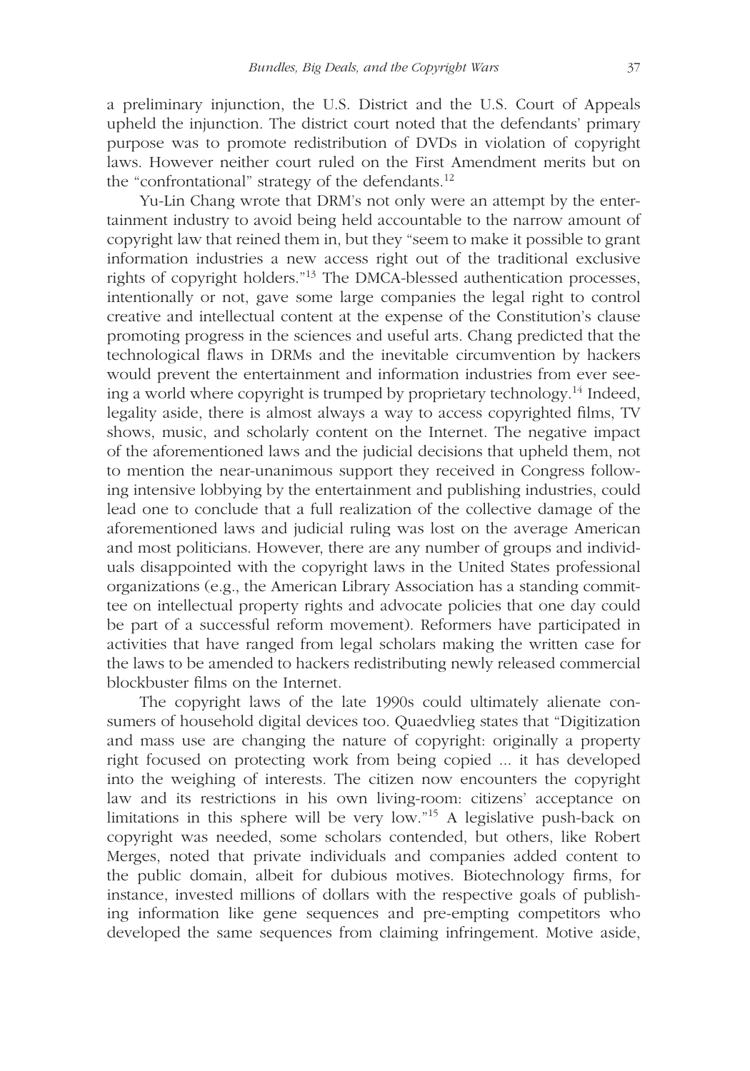a preliminary injunction, the U.S. District and the U.S. Court of Appeals upheld the injunction. The district court noted that the defendants' primary purpose was to promote redistribution of DVDs in violation of copyright laws. However neither court ruled on the First Amendment merits but on the "confrontational" strategy of the defendants.[12]

Yu-Lin Chang wrote that DRM's not only were an attempt by the entertainment industry to avoid being held accountable to the narrow amount of copyright law that reined them in, but they "seem to make it possible to grant information industries a new access right out of the traditional exclusive rights of copyright holders."[13] The DMCA-blessed authentication processes, intentionally or not, gave some large companies the legal right to control creative and intellectual content at the expense of the Constitution's clause promoting progress in the sciences and useful arts. Chang predicted that the technological flaws in DRMs and the inevitable circumvention by hackers would prevent the entertainment and information industries from ever seeing a world where copyright is trumped by proprietary technology.[14] Indeed, legality aside, there is almost always a way to access copyrighted films, TV shows, music, and scholarly content on the Internet. The negative impact of the aforementioned laws and the judicial decisions that upheld them, not to mention the near-unanimous support they received in Congress following intensive lobbying by the entertainment and publishing industries, could lead one to conclude that a full realization of the collective damage of the aforementioned laws and judicial ruling was lost on the average American and most politicians. However, there are any number of groups and individuals disappointed with the copyright laws in the United States professional organizations (e.g., the American Library Association has a standing committee on intellectual property rights and advocate policies that one day could be part of a successful reform movement). Reformers have participated in activities that have ranged from legal scholars making the written case for the laws to be amended to hackers redistributing newly released commercial blockbuster films on the Internet.

The copyright laws of the late 1990s could ultimately alienate consumers of household digital devices too. Quaedvlieg states that "Digitization and mass use are changing the nature of copyright: originally a property right focused on protecting work from being copied ... it has developed into the weighing of interests. The citizen now encounters the copyright law and its restrictions in his own living-room: citizens' acceptance on limitations in this sphere will be very low."[15] A legislative push-back on copyright was needed, some scholars contended, but others, like Robert Merges, noted that private individuals and companies added content to the public domain, albeit for dubious motives. Biotechnology firms, for instance, invested millions of dollars with the respective goals of publishing information like gene sequences and pre-empting competitors who developed the same sequences from claiming infringement. Motive aside,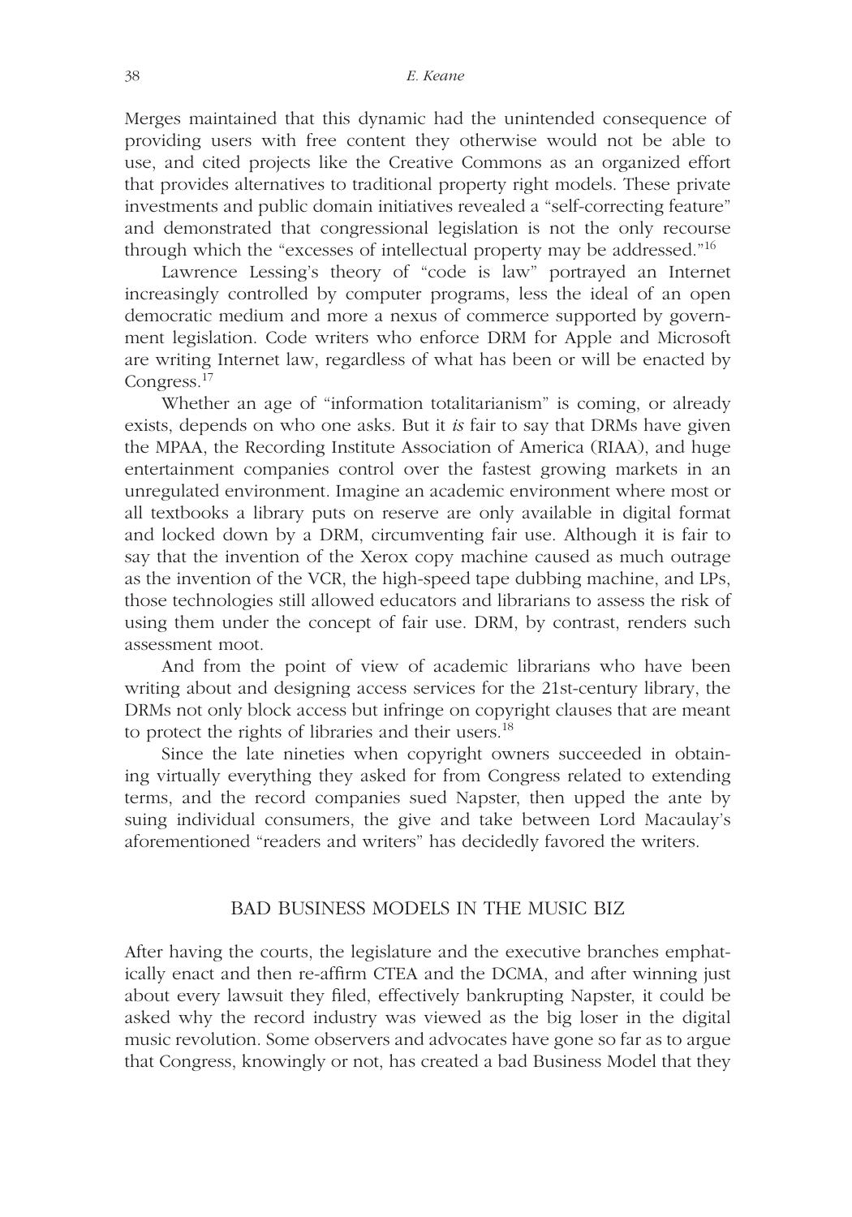Merges maintained that this dynamic had the unintended consequence of providing users with free content they otherwise would not be able to use, and cited projects like the Creative Commons as an organized effort that provides alternatives to traditional property right models. These private investments and public domain initiatives revealed a "self-correcting feature" and demonstrated that congressional legislation is not the only recourse through which the "excesses of intellectual property may be addressed."[16]

Lawrence Lessing's theory of "code is law" portrayed an Internet increasingly controlled by computer programs, less the ideal of an open democratic medium and more a nexus of commerce supported by government legislation. Code writers who enforce DRM for Apple and Microsoft are writing Internet law, regardless of what has been or will be enacted by Congress.[17]

Whether an age of "information totalitarianism" is coming, or already exists, depends on who one asks. But it *is* fair to say that DRMs have given the MPAA, the Recording Institute Association of America (RIAA), and huge entertainment companies control over the fastest growing markets in an unregulated environment. Imagine an academic environment where most or all textbooks a library puts on reserve are only available in digital format and locked down by a DRM, circumventing fair use. Although it is fair to say that the invention of the Xerox copy machine caused as much outrage as the invention of the VCR, the high-speed tape dubbing machine, and LPs, those technologies still allowed educators and librarians to assess the risk of using them under the concept of fair use. DRM, by contrast, renders such assessment moot.

And from the point of view of academic librarians who have been writing about and designing access services for the 21st-century library, the DRMs not only block access but infringe on copyright clauses that are meant to protect the rights of libraries and their users.[18]

Since the late nineties when copyright owners succeeded in obtaining virtually everything they asked for from Congress related to extending terms, and the record companies sued Napster, then upped the ante by suing individual consumers, the give and take between Lord Macaulay's aforementioned "readers and writers" has decidedly favored the writers.

## BAD BUSINESS MODELS IN THE MUSIC BIZ

After having the courts, the legislature and the executive branches emphatically enact and then re-affirm CTEA and the DCMA, and after winning just about every lawsuit they filed, effectively bankrupting Napster, it could be asked why the record industry was viewed as the big loser in the digital music revolution. Some observers and advocates have gone so far as to argue that Congress, knowingly or not, has created a bad Business Model that they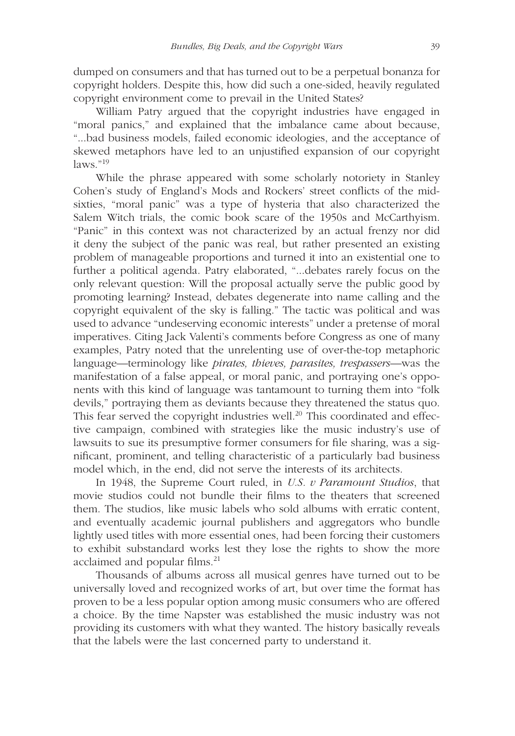dumped on consumers and that has turned out to be a perpetual bonanza for copyright holders. Despite this, how did such a one-sided, heavily regulated copyright environment come to prevail in the United States?

William Patry argued that the copyright industries have engaged in "moral panics," and explained that the imbalance came about because, "...bad business models, failed economic ideologies, and the acceptance of skewed metaphors have led to an unjustified expansion of our copyright laws."[19]

While the phrase appeared with some scholarly notoriety in Stanley Cohen's study of England's Mods and Rockers' street conflicts of the mid-sixties, "moral panic" was a type of hysteria that also characterized the Salem Witch trials, the comic book scare of the 1950s and McCarthyism. "Panic" in this context was not characterized by an actual frenzy nor did it deny the subject of the panic was real, but rather presented an existing problem of manageable proportions and turned it into an existential one to further a political agenda. Patry elaborated, "...debates rarely focus on the only relevant question: Will the proposal actually serve the public good by promoting learning? Instead, debates degenerate into name calling and the copyright equivalent of the sky is falling." The tactic was political and was used to advance "undeserving economic interests" under a pretense of moral imperatives. Citing Jack Valenti's comments before Congress as one of many examples, Patry noted that the unrelenting use of over-the-top metaphoric language—terminology like *pirates, thieves, parasites, trespassers*—was the manifestation of a false appeal, or moral panic, and portraying one's opponents with this kind of language was tantamount to turning them into "folk devils," portraying them as deviants because they threatened the status quo. This fear served the copyright industries well.[20] This coordinated and effective campaign, combined with strategies like the music industry's use of lawsuits to sue its presumptive former consumers for file sharing, was a significant, prominent, and telling characteristic of a particularly bad business model which, in the end, did not serve the interests of its architects.

In 1948, the Supreme Court ruled, in *U.S. v Paramount Studios*, that movie studios could not bundle their films to the theaters that screened them. The studios, like music labels who sold albums with erratic content, and eventually academic journal publishers and aggregators who bundle lightly used titles with more essential ones, had been forcing their customers to exhibit substandard works lest they lose the rights to show the more acclaimed and popular films.[21]

Thousands of albums across all musical genres have turned out to be universally loved and recognized works of art, but over time the format has proven to be a less popular option among music consumers who are offered a choice. By the time Napster was established the music industry was not providing its customers with what they wanted. The history basically reveals that the labels were the last concerned party to understand it.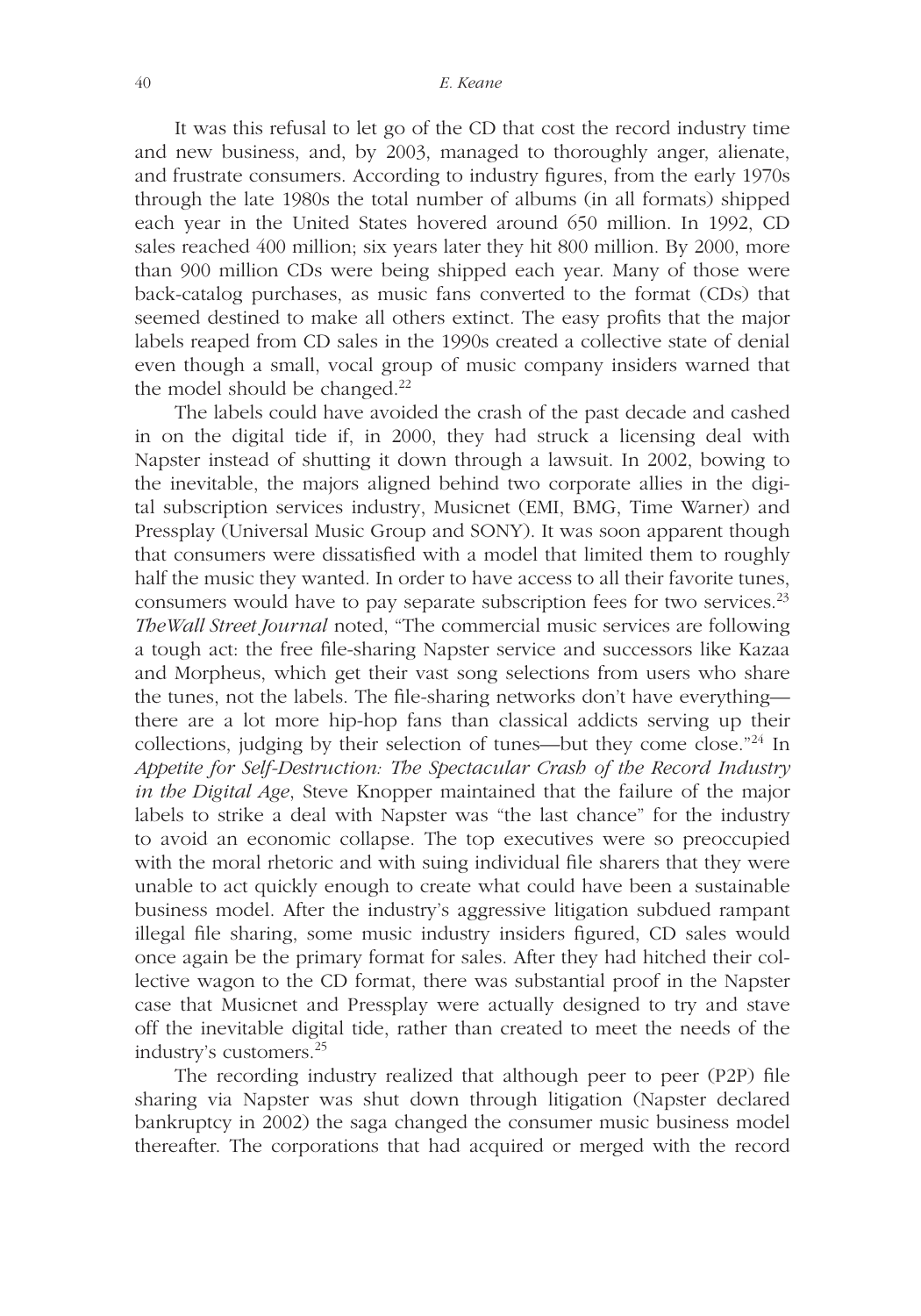It was this refusal to let go of the CD that cost the record industry time and new business, and, by 2003, managed to thoroughly anger, alienate, and frustrate consumers. According to industry figures, from the early 1970s through the late 1980s the total number of albums (in all formats) shipped each year in the United States hovered around 650 million. In 1992, CD sales reached 400 million; six years later they hit 800 million. By 2000, more than 900 million CDs were being shipped each year. Many of those were back-catalog purchases, as music fans converted to the format (CDs) that seemed destined to make all others extinct. The easy profits that the major labels reaped from CD sales in the 1990s created a collective state of denial even though a small, vocal group of music company insiders warned that the model should be changed.[22]

The labels could have avoided the crash of the past decade and cashed in on the digital tide if, in 2000, they had struck a licensing deal with Napster instead of shutting it down through a lawsuit. In 2002, bowing to the inevitable, the majors aligned behind two corporate allies in the digital subscription services industry, Musicnet (EMI, BMG, Time Warner) and Pressplay (Universal Music Group and SONY). It was soon apparent though that consumers were dissatisfied with a model that limited them to roughly half the music they wanted. In order to have access to all their favorite tunes, consumers would have to pay separate subscription fees for two services.[23] *TheWall Street Journal* noted, "The commercial music services are following a tough act: the free file-sharing Napster service and successors like Kazaa and Morpheus, which get their vast song selections from users who share the tunes, not the labels. The file-sharing networks don't have everything—there are a lot more hip-hop fans than classical addicts serving up their collections, judging by their selection of tunes—but they come close."[24] In *Appetite for Self-Destruction: The Spectacular Crash of the Record Industry in the Digital Age*, Steve Knopper maintained that the failure of the major labels to strike a deal with Napster was "the last chance" for the industry to avoid an economic collapse. The top executives were so preoccupied with the moral rhetoric and with suing individual file sharers that they were unable to act quickly enough to create what could have been a sustainable business model. After the industry's aggressive litigation subdued rampant illegal file sharing, some music industry insiders figured, CD sales would once again be the primary format for sales. After they had hitched their collective wagon to the CD format, there was substantial proof in the Napster case that Musicnet and Pressplay were actually designed to try and stave off the inevitable digital tide, rather than created to meet the needs of the industry's customers.[25]

The recording industry realized that although peer to peer (P2P) file sharing via Napster was shut down through litigation (Napster declared bankruptcy in 2002) the saga changed the consumer music business model thereafter. The corporations that had acquired or merged with the record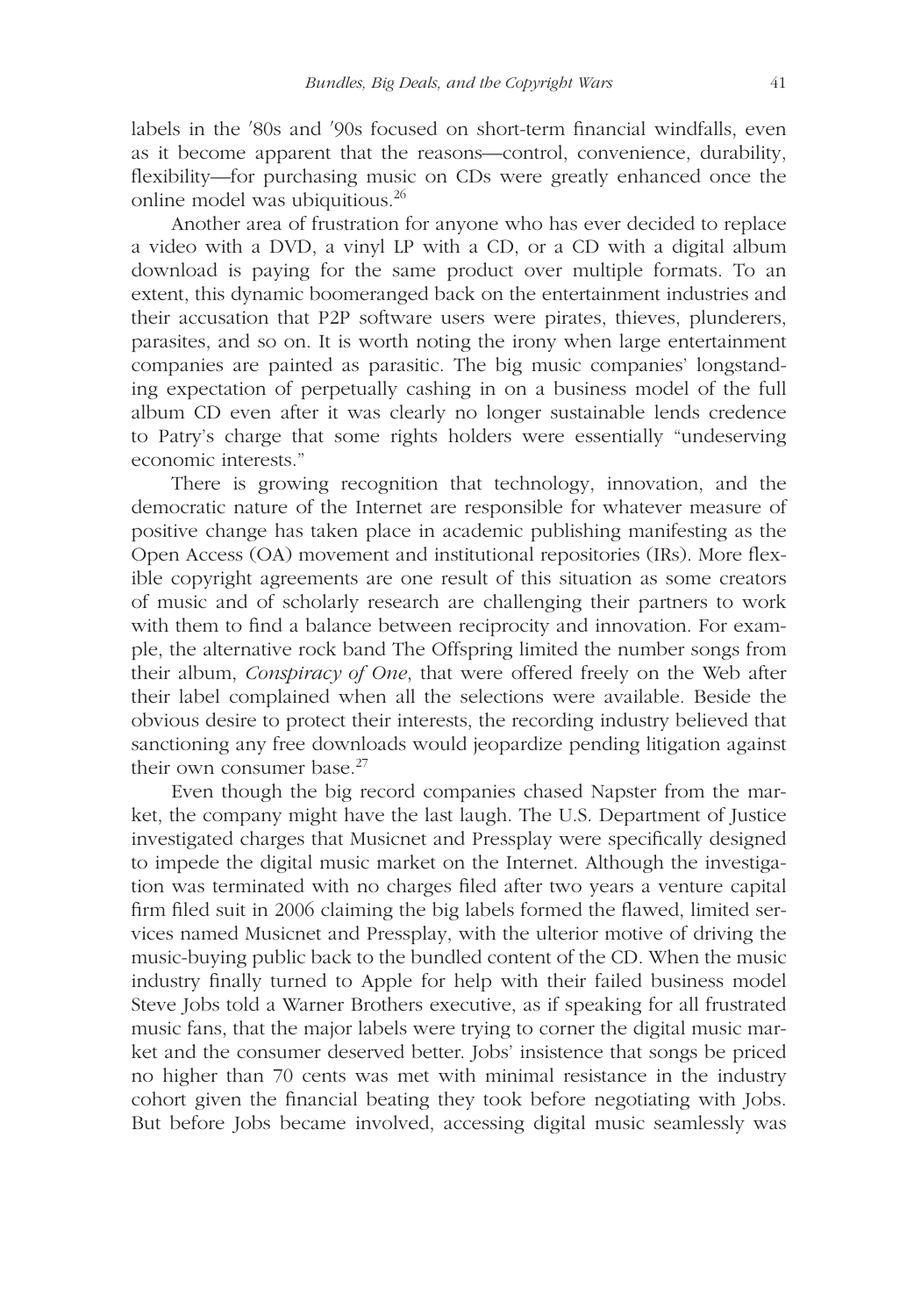labels in the ′80s and ′90s focused on short-term financial windfalls, even as it become apparent that the reasons—control, convenience, durability, flexibility—for purchasing music on CDs were greatly enhanced once the online model was ubiquitous.[26]

Another area of frustration for anyone who has ever decided to replace a video with a DVD, a vinyl LP with a CD, or a CD with a digital album download is paying for the same product over multiple formats. To an extent, this dynamic boomeranged back on the entertainment industries and their accusation that P2P software users were pirates, thieves, plunderers, parasites, and so on. It is worth noting the irony when large entertainment companies are painted as parasitic. The big music companies' longstanding expectation of perpetually cashing in on a business model of the full album CD even after it was clearly no longer sustainable lends credence to Patry's charge that some rights holders were essentially "undeserving economic interests."

There is growing recognition that technology, innovation, and the democratic nature of the Internet are responsible for whatever measure of positive change has taken place in academic publishing manifesting as the Open Access (OA) movement and institutional repositories (IRs). More flexible copyright agreements are one result of this situation as some creators of music and of scholarly research are challenging their partners to work with them to find a balance between reciprocity and innovation. For example, the alternative rock band The Offspring limited the number songs from their album, *Conspiracy of One*, that were offered freely on the Web after their label complained when all the selections were available. Beside the obvious desire to protect their interests, the recording industry believed that sanctioning any free downloads would jeopardize pending litigation against their own consumer base.[27]

Even though the big record companies chased Napster from the market, the company might have the last laugh. The U.S. Department of Justice investigated charges that Musicnet and Pressplay were specifically designed to impede the digital music market on the Internet. Although the investigation was terminated with no charges filed after two years a venture capital firm filed suit in 2006 claiming the big labels formed the flawed, limited services named Musicnet and Pressplay, with the ulterior motive of driving the music-buying public back to the bundled content of the CD. When the music industry finally turned to Apple for help with their failed business model Steve Jobs told a Warner Brothers executive, as if speaking for all frustrated music fans, that the major labels were trying to corner the digital music market and the consumer deserved better. Jobs' insistence that songs be priced no higher than 70 cents was met with minimal resistance in the industry cohort given the financial beating they took before negotiating with Jobs. But before Jobs became involved, accessing digital music seamlessly was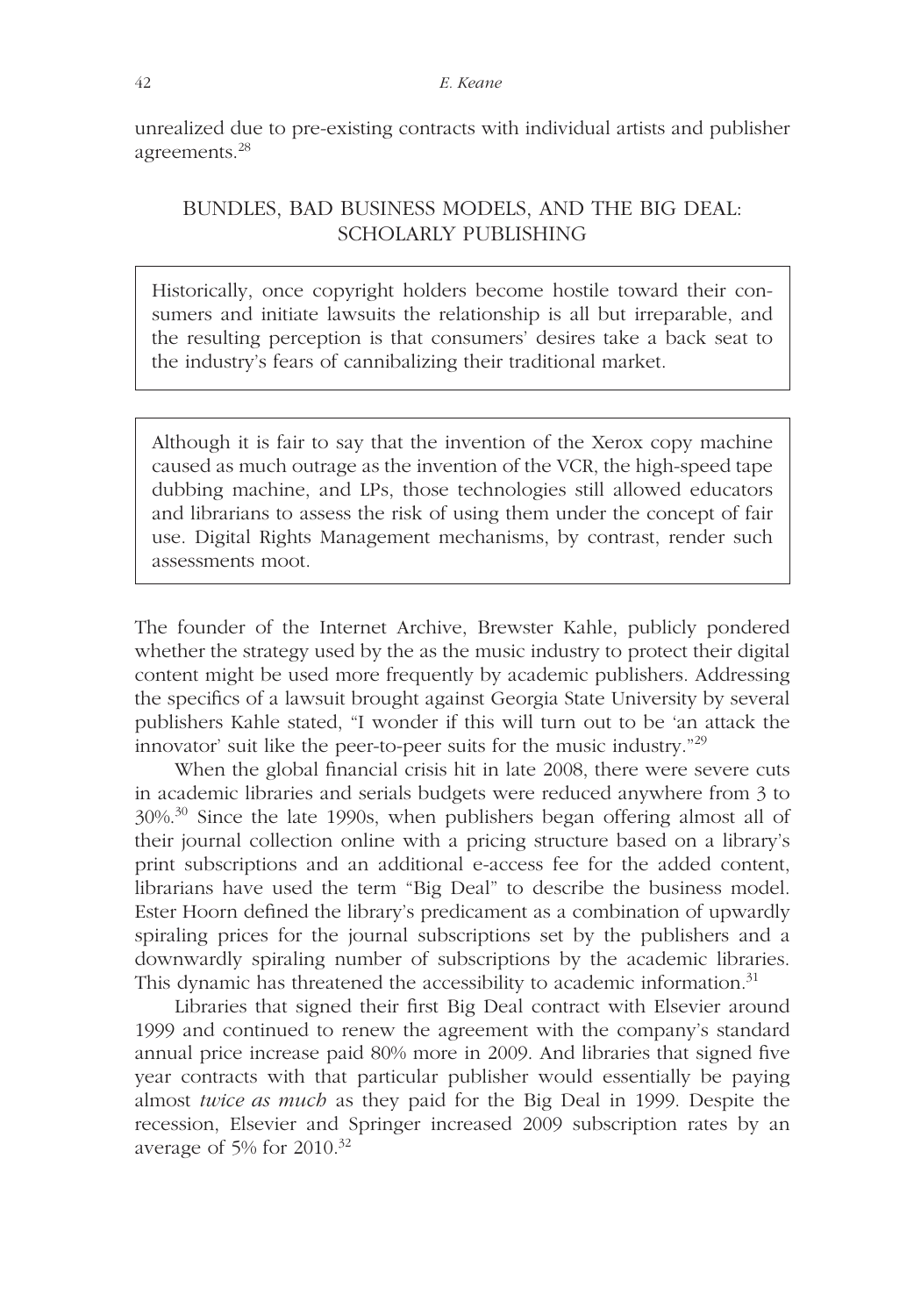unrealized due to pre-existing contracts with individual artists and publisher agreements.[28]

## BUNDLES, BAD BUSINESS MODELS, AND THE BIG DEAL: SCHOLARLY PUBLISHING

> Historically, once copyright holders become hostile toward their consumers and initiate lawsuits the relationship is all but irreparable, and the resulting perception is that consumers' desires take a back seat to the industry's fears of cannibalizing their traditional market.

> Although it is fair to say that the invention of the Xerox copy machine caused as much outrage as the invention of the VCR, the high-speed tape dubbing machine, and LPs, those technologies still allowed educators and librarians to assess the risk of using them under the concept of fair use. Digital Rights Management mechanisms, by contrast, render such assessments moot.

The founder of the Internet Archive, Brewster Kahle, publicly pondered whether the strategy used by the as the music industry to protect their digital content might be used more frequently by academic publishers. Addressing the specifics of a lawsuit brought against Georgia State University by several publishers Kahle stated, "I wonder if this will turn out to be 'an attack the innovator' suit like the peer-to-peer suits for the music industry."[29]

When the global financial crisis hit in late 2008, there were severe cuts in academic libraries and serials budgets were reduced anywhere from 3 to 30%.[30] Since the late 1990s, when publishers began offering almost all of their journal collection online with a pricing structure based on a library's print subscriptions and an additional e-access fee for the added content, librarians have used the term "Big Deal" to describe the business model. Ester Hoorn defined the library's predicament as a combination of upwardly spiraling prices for the journal subscriptions set by the publishers and a downwardly spiraling number of subscriptions by the academic libraries. This dynamic has threatened the accessibility to academic information.[31]

Libraries that signed their first Big Deal contract with Elsevier around 1999 and continued to renew the agreement with the company's standard annual price increase paid 80% more in 2009. And libraries that signed five year contracts with that particular publisher would essentially be paying almost *twice as much* as they paid for the Big Deal in 1999. Despite the recession, Elsevier and Springer increased 2009 subscription rates by an average of 5% for 2010.[32]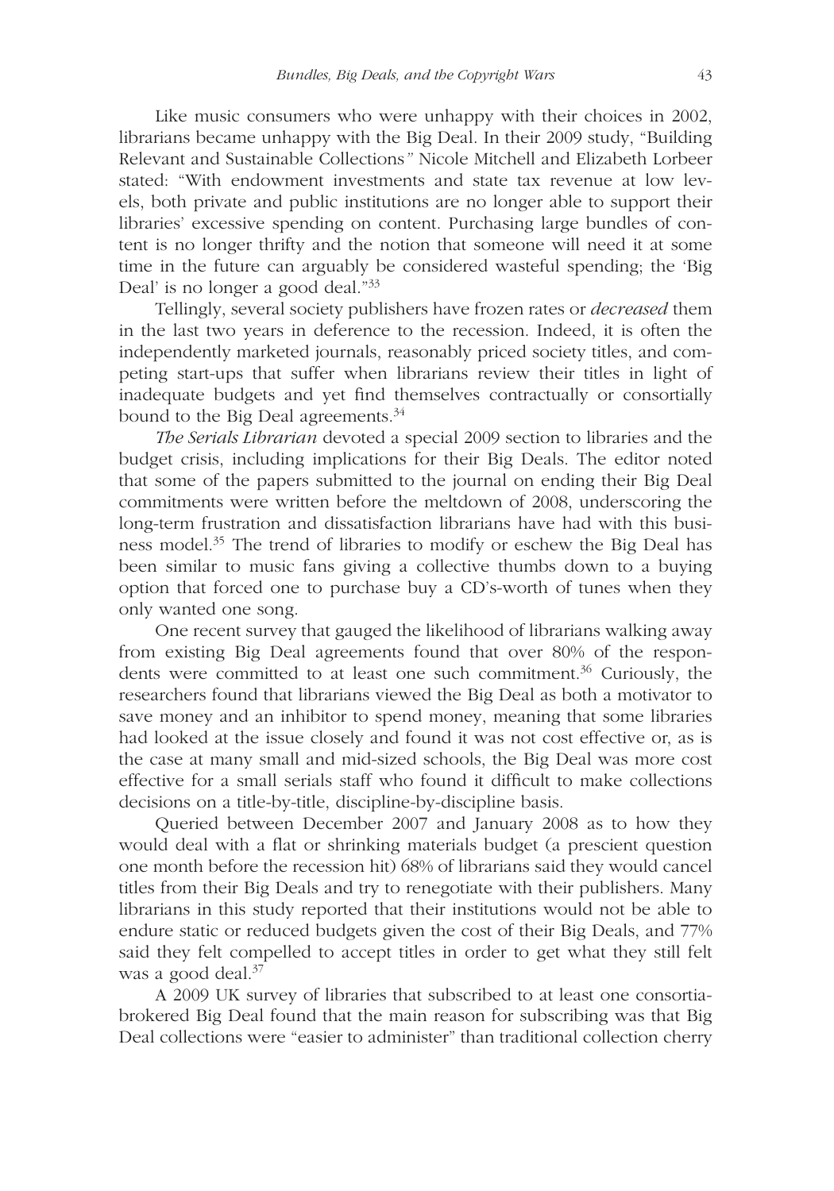Like music consumers who were unhappy with their choices in 2002, librarians became unhappy with the Big Deal. In their 2009 study, "Building Relevant and Sustainable Collections*"* Nicole Mitchell and Elizabeth Lorbeer stated: "With endowment investments and state tax revenue at low levels, both private and public institutions are no longer able to support their libraries' excessive spending on content. Purchasing large bundles of content is no longer thrifty and the notion that someone will need it at some time in the future can arguably be considered wasteful spending; the 'Big Deal' is no longer a good deal."[33]

Tellingly, several society publishers have frozen rates or *decreased* them in the last two years in deference to the recession. Indeed, it is often the independently marketed journals, reasonably priced society titles, and competing start-ups that suffer when librarians review their titles in light of inadequate budgets and yet find themselves contractually or consortially bound to the Big Deal agreements.[34]

*The Serials Librarian* devoted a special 2009 section to libraries and the budget crisis, including implications for their Big Deals. The editor noted that some of the papers submitted to the journal on ending their Big Deal commitments were written before the meltdown of 2008, underscoring the long-term frustration and dissatisfaction librarians have had with this business model.[35] The trend of libraries to modify or eschew the Big Deal has been similar to music fans giving a collective thumbs down to a buying option that forced one to purchase buy a CD's-worth of tunes when they only wanted one song.

One recent survey that gauged the likelihood of librarians walking away from existing Big Deal agreements found that over 80% of the respondents were committed to at least one such commitment.[36] Curiously, the researchers found that librarians viewed the Big Deal as both a motivator to save money and an inhibitor to spend money, meaning that some libraries had looked at the issue closely and found it was not cost effective or, as is the case at many small and mid-sized schools, the Big Deal was more cost effective for a small serials staff who found it difficult to make collections decisions on a title-by-title, discipline-by-discipline basis.

Queried between December 2007 and January 2008 as to how they would deal with a flat or shrinking materials budget (a prescient question one month before the recession hit) 68% of librarians said they would cancel titles from their Big Deals and try to renegotiate with their publishers. Many librarians in this study reported that their institutions would not be able to endure static or reduced budgets given the cost of their Big Deals, and 77% said they felt compelled to accept titles in order to get what they still felt was a good deal.[37]

A 2009 UK survey of libraries that subscribed to at least one consortia-brokered Big Deal found that the main reason for subscribing was that Big Deal collections were "easier to administer" than traditional collection cherry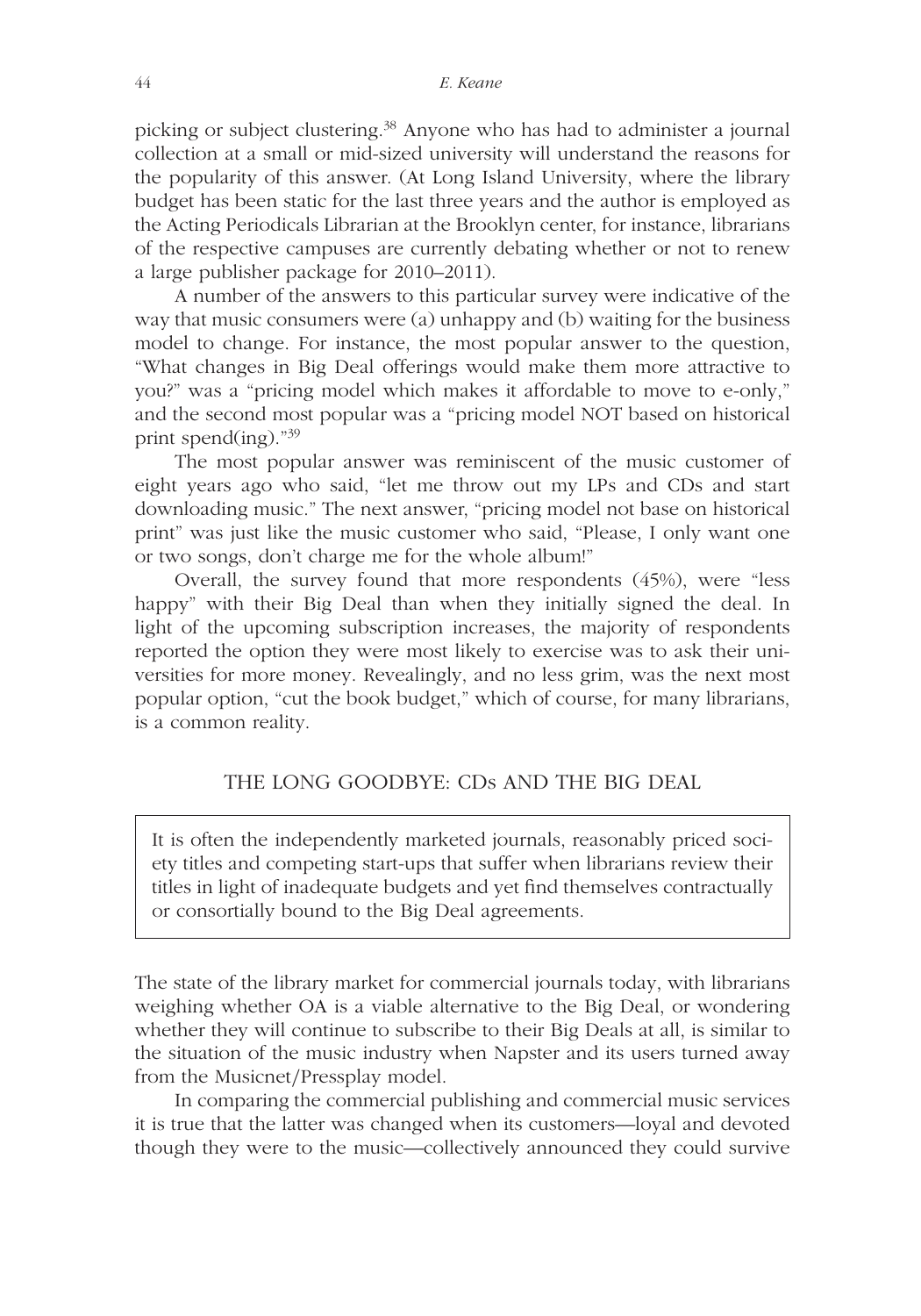picking or subject clustering.[38] Anyone who has had to administer a journal collection at a small or mid-sized university will understand the reasons for the popularity of this answer. (At Long Island University, where the library budget has been static for the last three years and the author is employed as the Acting Periodicals Librarian at the Brooklyn center, for instance, librarians of the respective campuses are currently debating whether or not to renew a large publisher package for 2010–2011).

A number of the answers to this particular survey were indicative of the way that music consumers were (a) unhappy and (b) waiting for the business model to change. For instance, the most popular answer to the question, "What changes in Big Deal offerings would make them more attractive to you?" was a "pricing model which makes it affordable to move to e-only," and the second most popular was a "pricing model NOT based on historical print spend(ing)."[39]

The most popular answer was reminiscent of the music customer of eight years ago who said, "let me throw out my LPs and CDs and start downloading music." The next answer, "pricing model not base on historical print" was just like the music customer who said, "Please, I only want one or two songs, don't charge me for the whole album!"

Overall, the survey found that more respondents (45%), were "less happy" with their Big Deal than when they initially signed the deal. In light of the upcoming subscription increases, the majority of respondents reported the option they were most likely to exercise was to ask their universities for more money. Revealingly, and no less grim, was the next most popular option, "cut the book budget," which of course, for many librarians, is a common reality.

## THE LONG GOODBYE: CDs AND THE BIG DEAL

> It is often the independently marketed journals, reasonably priced society titles and competing start-ups that suffer when librarians review their titles in light of inadequate budgets and yet find themselves contractually or consortially bound to the Big Deal agreements.

The state of the library market for commercial journals today, with librarians weighing whether OA is a viable alternative to the Big Deal, or wondering whether they will continue to subscribe to their Big Deals at all, is similar to the situation of the music industry when Napster and its users turned away from the Musicnet/Pressplay model.

In comparing the commercial publishing and commercial music services it is true that the latter was changed when its customers—loyal and devoted though they were to the music—collectively announced they could survive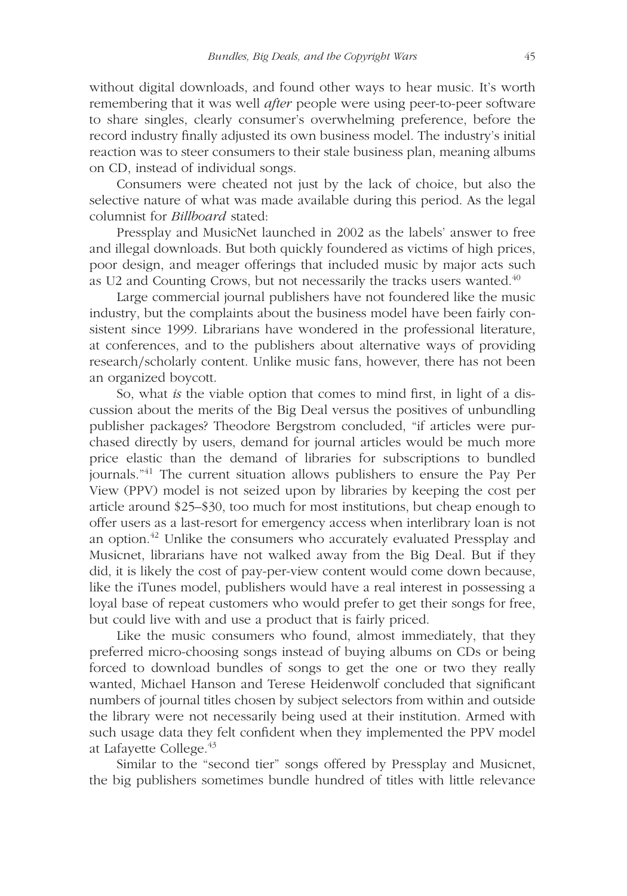without digital downloads, and found other ways to hear music. It's worth remembering that it was well *after* people were using peer-to-peer software to share singles, clearly consumer's overwhelming preference, before the record industry finally adjusted its own business model. The industry's initial reaction was to steer consumers to their stale business plan, meaning albums on CD, instead of individual songs.

Consumers were cheated not just by the lack of choice, but also the selective nature of what was made available during this period. As the legal columnist for *Billboard* stated:

Pressplay and MusicNet launched in 2002 as the labels' answer to free and illegal downloads. But both quickly foundered as victims of high prices, poor design, and meager offerings that included music by major acts such as U2 and Counting Crows, but not necessarily the tracks users wanted.[40]

Large commercial journal publishers have not foundered like the music industry, but the complaints about the business model have been fairly consistent since 1999. Librarians have wondered in the professional literature, at conferences, and to the publishers about alternative ways of providing research/scholarly content. Unlike music fans, however, there has not been an organized boycott.

So, what *is* the viable option that comes to mind first, in light of a discussion about the merits of the Big Deal versus the positives of unbundling publisher packages? Theodore Bergstrom concluded, "if articles were purchased directly by users, demand for journal articles would be much more price elastic than the demand of libraries for subscriptions to bundled journals."[41] The current situation allows publishers to ensure the Pay Per View (PPV) model is not seized upon by libraries by keeping the cost per article around \$25–\$30, too much for most institutions, but cheap enough to offer users as a last-resort for emergency access when interlibrary loan is not an option.[42] Unlike the consumers who accurately evaluated Pressplay and Musicnet, librarians have not walked away from the Big Deal. But if they did, it is likely the cost of pay-per-view content would come down because, like the iTunes model, publishers would have a real interest in possessing a loyal base of repeat customers who would prefer to get their songs for free, but could live with and use a product that is fairly priced.

Like the music consumers who found, almost immediately, that they preferred micro-choosing songs instead of buying albums on CDs or being forced to download bundles of songs to get the one or two they really wanted, Michael Hanson and Terese Heidenwolf concluded that significant numbers of journal titles chosen by subject selectors from within and outside the library were not necessarily being used at their institution. Armed with such usage data they felt confident when they implemented the PPV model at Lafayette College.[43]

Similar to the "second tier" songs offered by Pressplay and Musicnet, the big publishers sometimes bundle hundred of titles with little relevance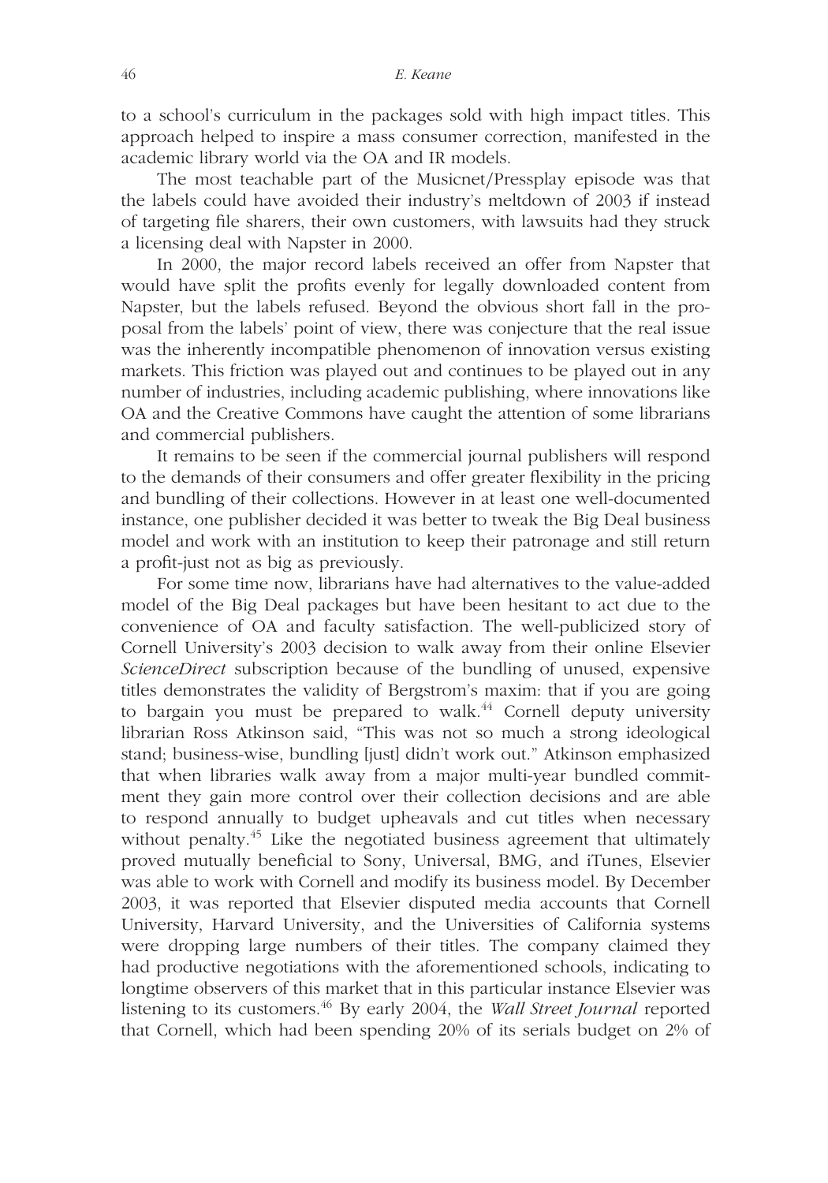to a school's curriculum in the packages sold with high impact titles. This approach helped to inspire a mass consumer correction, manifested in the academic library world via the OA and IR models.

The most teachable part of the Musicnet/Pressplay episode was that the labels could have avoided their industry's meltdown of 2003 if instead of targeting file sharers, their own customers, with lawsuits had they struck a licensing deal with Napster in 2000.

In 2000, the major record labels received an offer from Napster that would have split the profits evenly for legally downloaded content from Napster, but the labels refused. Beyond the obvious short fall in the proposal from the labels' point of view, there was conjecture that the real issue was the inherently incompatible phenomenon of innovation versus existing markets. This friction was played out and continues to be played out in any number of industries, including academic publishing, where innovations like OA and the Creative Commons have caught the attention of some librarians and commercial publishers.

It remains to be seen if the commercial journal publishers will respond to the demands of their consumers and offer greater flexibility in the pricing and bundling of their collections. However in at least one well-documented instance, one publisher decided it was better to tweak the Big Deal business model and work with an institution to keep their patronage and still return a profit-just not as big as previously.

For some time now, librarians have had alternatives to the value-added model of the Big Deal packages but have been hesitant to act due to the convenience of OA and faculty satisfaction. The well-publicized story of Cornell University's 2003 decision to walk away from their online Elsevier *ScienceDirect* subscription because of the bundling of unused, expensive titles demonstrates the validity of Bergstrom's maxim: that if you are going to bargain you must be prepared to walk.[44] Cornell deputy university librarian Ross Atkinson said, "This was not so much a strong ideological stand; business-wise, bundling [just] didn't work out." Atkinson emphasized that when libraries walk away from a major multi-year bundled commitment they gain more control over their collection decisions and are able to respond annually to budget upheavals and cut titles when necessary without penalty.[45] Like the negotiated business agreement that ultimately proved mutually beneficial to Sony, Universal, BMG, and iTunes, Elsevier was able to work with Cornell and modify its business model. By December 2003, it was reported that Elsevier disputed media accounts that Cornell University, Harvard University, and the Universities of California systems were dropping large numbers of their titles. The company claimed they had productive negotiations with the aforementioned schools, indicating to longtime observers of this market that in this particular instance Elsevier was listening to its customers.[46] By early 2004, the *Wall Street Journal* reported that Cornell, which had been spending 20% of its serials budget on 2% of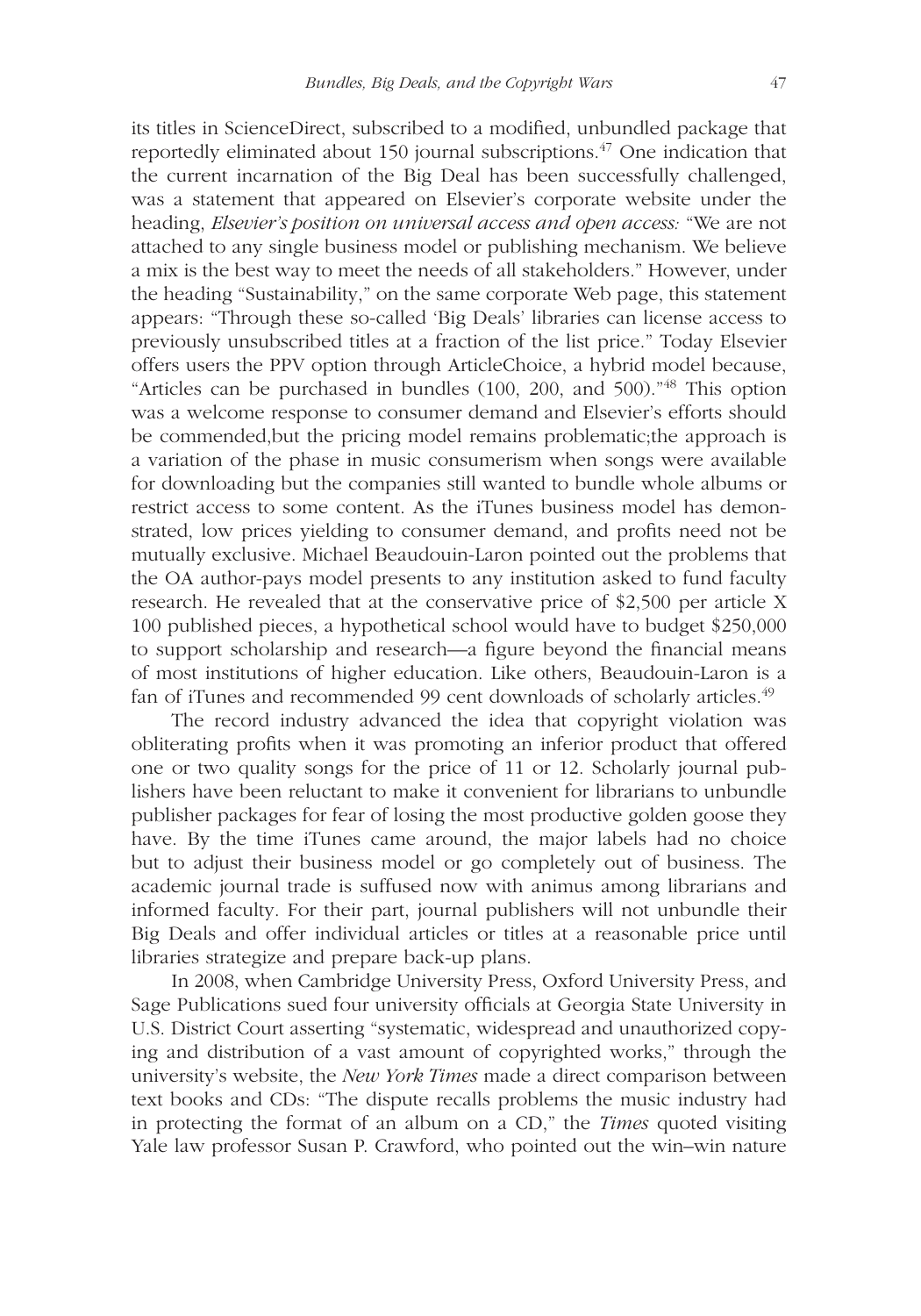its titles in ScienceDirect, subscribed to a modified, unbundled package that reportedly eliminated about 150 journal subscriptions.[47] One indication that the current incarnation of the Big Deal has been successfully challenged, was a statement that appeared on Elsevier's corporate website under the heading, *Elsevier's position on universal access and open access:* "We are not attached to any single business model or publishing mechanism. We believe a mix is the best way to meet the needs of all stakeholders." However, under the heading "Sustainability," on the same corporate Web page, this statement appears: "Through these so-called 'Big Deals' libraries can license access to previously unsubscribed titles at a fraction of the list price." Today Elsevier offers users the PPV option through ArticleChoice, a hybrid model because, "Articles can be purchased in bundles (100, 200, and 500)."[48] This option was a welcome response to consumer demand and Elsevier's efforts should be commended,but the pricing model remains problematic;the approach is a variation of the phase in music consumerism when songs were available for downloading but the companies still wanted to bundle whole albums or restrict access to some content. As the iTunes business model has demonstrated, low prices yielding to consumer demand, and profits need not be mutually exclusive. Michael Beaudouin-Laron pointed out the problems that the OA author-pays model presents to any institution asked to fund faculty research. He revealed that at the conservative price of $2,500 per article X 100 published pieces, a hypothetical school would have to budget $250,000 to support scholarship and research—a figure beyond the financial means of most institutions of higher education. Like others, Beaudouin-Laron is a fan of iTunes and recommended 99 cent downloads of scholarly articles.[49]

The record industry advanced the idea that copyright violation was obliterating profits when it was promoting an inferior product that offered one or two quality songs for the price of 11 or 12. Scholarly journal publishers have been reluctant to make it convenient for librarians to unbundle publisher packages for fear of losing the most productive golden goose they have. By the time iTunes came around, the major labels had no choice but to adjust their business model or go completely out of business. The academic journal trade is suffused now with animus among librarians and informed faculty. For their part, journal publishers will not unbundle their Big Deals and offer individual articles or titles at a reasonable price until libraries strategize and prepare back-up plans.

In 2008, when Cambridge University Press, Oxford University Press, and Sage Publications sued four university officials at Georgia State University in U.S. District Court asserting "systematic, widespread and unauthorized copying and distribution of a vast amount of copyrighted works," through the university's website, the *New York Times* made a direct comparison between text books and CDs: "The dispute recalls problems the music industry had in protecting the format of an album on a CD," the *Times* quoted visiting Yale law professor Susan P. Crawford, who pointed out the win–win nature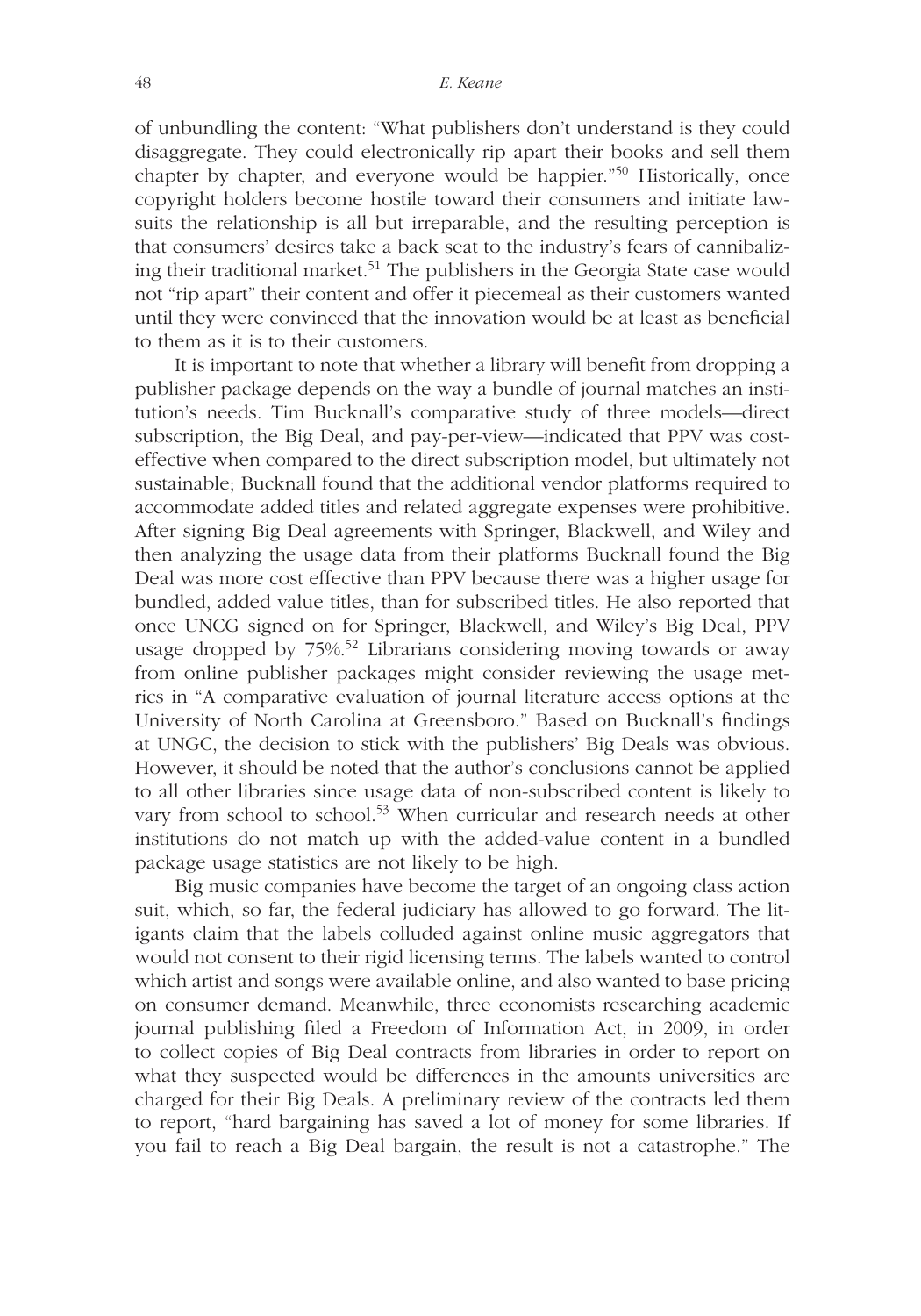of unbundling the content: "What publishers don't understand is they could disaggregate. They could electronically rip apart their books and sell them chapter by chapter, and everyone would be happier."[50] Historically, once copyright holders become hostile toward their consumers and initiate lawsuits the relationship is all but irreparable, and the resulting perception is that consumers' desires take a back seat to the industry's fears of cannibalizing their traditional market.[51] The publishers in the Georgia State case would not "rip apart" their content and offer it piecemeal as their customers wanted until they were convinced that the innovation would be at least as beneficial to them as it is to their customers.

It is important to note that whether a library will benefit from dropping a publisher package depends on the way a bundle of journal matches an institution's needs. Tim Bucknall's comparative study of three models—direct subscription, the Big Deal, and pay-per-view—indicated that PPV was cost-effective when compared to the direct subscription model, but ultimately not sustainable; Bucknall found that the additional vendor platforms required to accommodate added titles and related aggregate expenses were prohibitive. After signing Big Deal agreements with Springer, Blackwell, and Wiley and then analyzing the usage data from their platforms Bucknall found the Big Deal was more cost effective than PPV because there was a higher usage for bundled, added value titles, than for subscribed titles. He also reported that once UNCG signed on for Springer, Blackwell, and Wiley's Big Deal, PPV usage dropped by 75%.[52] Librarians considering moving towards or away from online publisher packages might consider reviewing the usage metrics in "A comparative evaluation of journal literature access options at the University of North Carolina at Greensboro." Based on Bucknall's findings at UNGC, the decision to stick with the publishers' Big Deals was obvious. However, it should be noted that the author's conclusions cannot be applied to all other libraries since usage data of non-subscribed content is likely to vary from school to school.[53] When curricular and research needs at other institutions do not match up with the added-value content in a bundled package usage statistics are not likely to be high.

Big music companies have become the target of an ongoing class action suit, which, so far, the federal judiciary has allowed to go forward. The litigants claim that the labels colluded against online music aggregators that would not consent to their rigid licensing terms. The labels wanted to control which artist and songs were available online, and also wanted to base pricing on consumer demand. Meanwhile, three economists researching academic journal publishing filed a Freedom of Information Act, in 2009, in order to collect copies of Big Deal contracts from libraries in order to report on what they suspected would be differences in the amounts universities are charged for their Big Deals. A preliminary review of the contracts led them to report, "hard bargaining has saved a lot of money for some libraries. If you fail to reach a Big Deal bargain, the result is not a catastrophe." The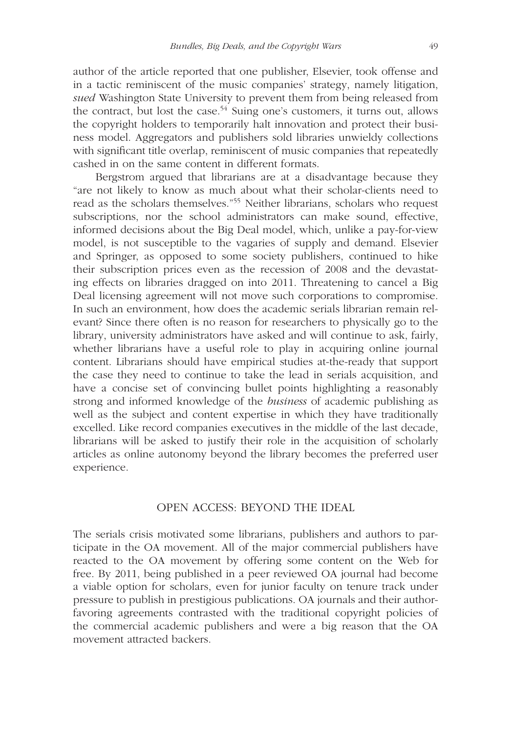author of the article reported that one publisher, Elsevier, took offense and in a tactic reminiscent of the music companies' strategy, namely litigation, *sued* Washington State University to prevent them from being released from the contract, but lost the case.[54] Suing one's customers, it turns out, allows the copyright holders to temporarily halt innovation and protect their business model. Aggregators and publishers sold libraries unwieldy collections with significant title overlap, reminiscent of music companies that repeatedly cashed in on the same content in different formats.

Bergstrom argued that librarians are at a disadvantage because they "are not likely to know as much about what their scholar-clients need to read as the scholars themselves."[55] Neither librarians, scholars who request subscriptions, nor the school administrators can make sound, effective, informed decisions about the Big Deal model, which, unlike a pay-for-view model, is not susceptible to the vagaries of supply and demand. Elsevier and Springer, as opposed to some society publishers, continued to hike their subscription prices even as the recession of 2008 and the devastating effects on libraries dragged on into 2011. Threatening to cancel a Big Deal licensing agreement will not move such corporations to compromise. In such an environment, how does the academic serials librarian remain relevant? Since there often is no reason for researchers to physically go to the library, university administrators have asked and will continue to ask, fairly, whether librarians have a useful role to play in acquiring online journal content. Librarians should have empirical studies at-the-ready that support the case they need to continue to take the lead in serials acquisition, and have a concise set of convincing bullet points highlighting a reasonably strong and informed knowledge of the *business* of academic publishing as well as the subject and content expertise in which they have traditionally excelled. Like record companies executives in the middle of the last decade, librarians will be asked to justify their role in the acquisition of scholarly articles as online autonomy beyond the library becomes the preferred user experience.

## OPEN ACCESS: BEYOND THE IDEAL

The serials crisis motivated some librarians, publishers and authors to participate in the OA movement. All of the major commercial publishers have reacted to the OA movement by offering some content on the Web for free. By 2011, being published in a peer reviewed OA journal had become a viable option for scholars, even for junior faculty on tenure track under pressure to publish in prestigious publications. OA journals and their author-favoring agreements contrasted with the traditional copyright policies of the commercial academic publishers and were a big reason that the OA movement attracted backers.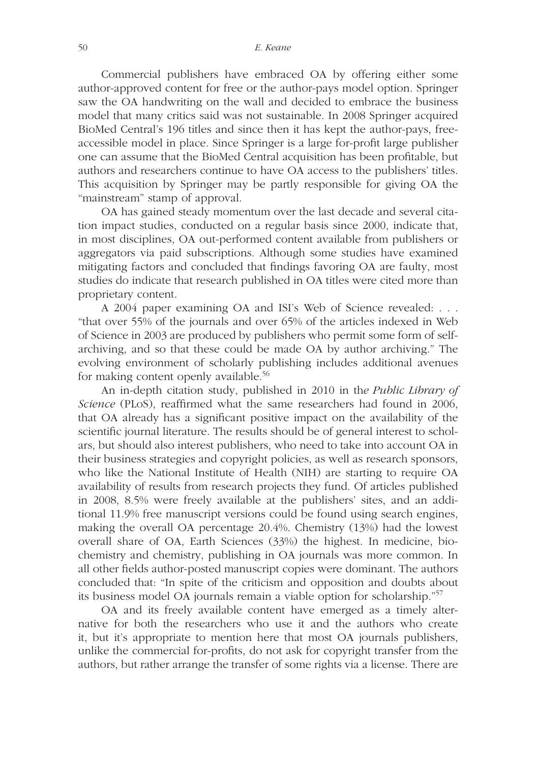Commercial publishers have embraced OA by offering either some author-approved content for free or the author-pays model option. Springer saw the OA handwriting on the wall and decided to embrace the business model that many critics said was not sustainable. In 2008 Springer acquired BioMed Central's 196 titles and since then it has kept the author-pays, free-accessible model in place. Since Springer is a large for-profit large publisher one can assume that the BioMed Central acquisition has been profitable, but authors and researchers continue to have OA access to the publishers' titles. This acquisition by Springer may be partly responsible for giving OA the "mainstream" stamp of approval.

OA has gained steady momentum over the last decade and several citation impact studies, conducted on a regular basis since 2000, indicate that, in most disciplines, OA out-performed content available from publishers or aggregators via paid subscriptions. Although some studies have examined mitigating factors and concluded that findings favoring OA are faulty, most studies do indicate that research published in OA titles were cited more than proprietary content.

A 2004 paper examining OA and ISI's Web of Science revealed: . . . "that over 55% of the journals and over 65% of the articles indexed in Web of Science in 2003 are produced by publishers who permit some form of self-archiving, and so that these could be made OA by author archiving." The evolving environment of scholarly publishing includes additional avenues for making content openly available.[56]

An in-depth citation study, published in 2010 in the *Public Library of Science* (PLoS), reaffirmed what the same researchers had found in 2006, that OA already has a significant positive impact on the availability of the scientific journal literature. The results should be of general interest to scholars, but should also interest publishers, who need to take into account OA in their business strategies and copyright policies, as well as research sponsors, who like the National Institute of Health (NIH) are starting to require OA availability of results from research projects they fund. Of articles published in 2008, 8.5% were freely available at the publishers' sites, and an additional 11.9% free manuscript versions could be found using search engines, making the overall OA percentage 20.4%. Chemistry (13%) had the lowest overall share of OA, Earth Sciences (33%) the highest. In medicine, biochemistry and chemistry, publishing in OA journals was more common. In all other fields author-posted manuscript copies were dominant. The authors concluded that: "In spite of the criticism and opposition and doubts about its business model OA journals remain a viable option for scholarship."[57]

OA and its freely available content have emerged as a timely alternative for both the researchers who use it and the authors who create it, but it's appropriate to mention here that most OA journals publishers, unlike the commercial for-profits, do not ask for copyright transfer from the authors, but rather arrange the transfer of some rights via a license. There are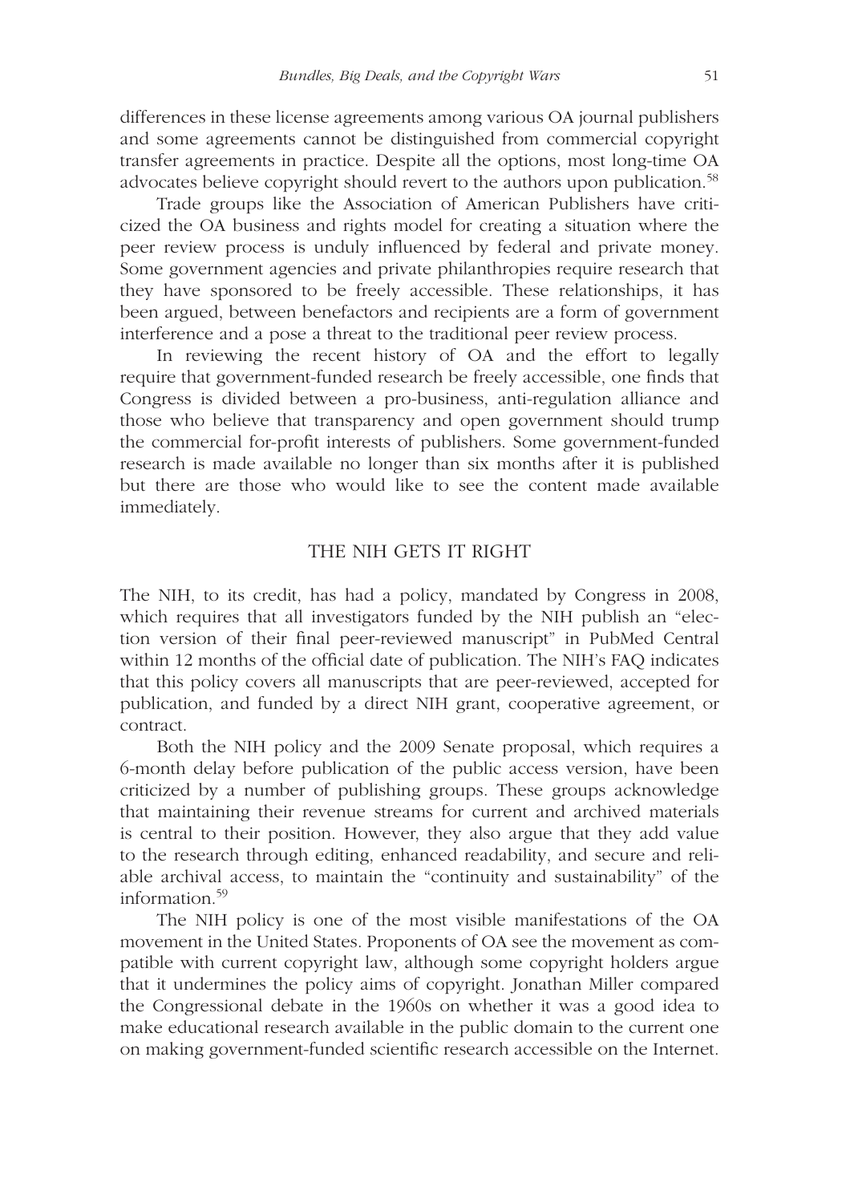differences in these license agreements among various OA journal publishers and some agreements cannot be distinguished from commercial copyright transfer agreements in practice. Despite all the options, most long-time OA advocates believe copyright should revert to the authors upon publication.[58]

Trade groups like the Association of American Publishers have criticized the OA business and rights model for creating a situation where the peer review process is unduly influenced by federal and private money. Some government agencies and private philanthropies require research that they have sponsored to be freely accessible. These relationships, it has been argued, between benefactors and recipients are a form of government interference and a pose a threat to the traditional peer review process.

In reviewing the recent history of OA and the effort to legally require that government-funded research be freely accessible, one finds that Congress is divided between a pro-business, anti-regulation alliance and those who believe that transparency and open government should trump the commercial for-profit interests of publishers. Some government-funded research is made available no longer than six months after it is published but there are those who would like to see the content made available immediately.

## THE NIH GETS IT RIGHT

The NIH, to its credit, has had a policy, mandated by Congress in 2008, which requires that all investigators funded by the NIH publish an "election version of their final peer-reviewed manuscript" in PubMed Central within 12 months of the official date of publication. The NIH's FAQ indicates that this policy covers all manuscripts that are peer-reviewed, accepted for publication, and funded by a direct NIH grant, cooperative agreement, or contract.

Both the NIH policy and the 2009 Senate proposal, which requires a 6-month delay before publication of the public access version, have been criticized by a number of publishing groups. These groups acknowledge that maintaining their revenue streams for current and archived materials is central to their position. However, they also argue that they add value to the research through editing, enhanced readability, and secure and reliable archival access, to maintain the "continuity and sustainability" of the information.[59]

The NIH policy is one of the most visible manifestations of the OA movement in the United States. Proponents of OA see the movement as compatible with current copyright law, although some copyright holders argue that it undermines the policy aims of copyright. Jonathan Miller compared the Congressional debate in the 1960s on whether it was a good idea to make educational research available in the public domain to the current one on making government-funded scientific research accessible on the Internet.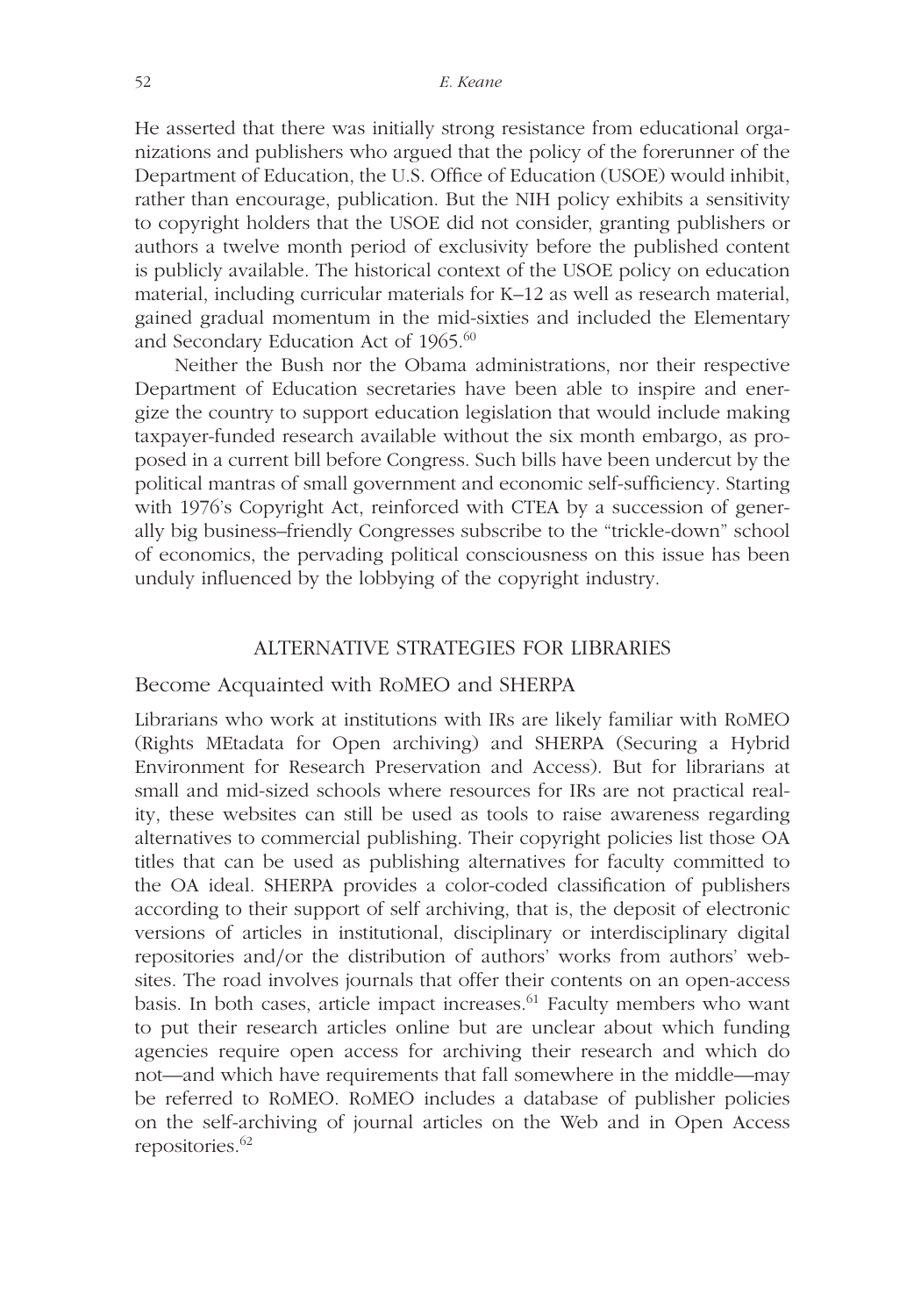He asserted that there was initially strong resistance from educational organizations and publishers who argued that the policy of the forerunner of the Department of Education, the U.S. Office of Education (USOE) would inhibit, rather than encourage, publication. But the NIH policy exhibits a sensitivity to copyright holders that the USOE did not consider, granting publishers or authors a twelve month period of exclusivity before the published content is publicly available. The historical context of the USOE policy on education material, including curricular materials for K–12 as well as research material, gained gradual momentum in the mid-sixties and included the Elementary and Secondary Education Act of 1965.[60]

Neither the Bush nor the Obama administrations, nor their respective Department of Education secretaries have been able to inspire and energize the country to support education legislation that would include making taxpayer-funded research available without the six month embargo, as proposed in a current bill before Congress. Such bills have been undercut by the political mantras of small government and economic self-sufficiency. Starting with 1976's Copyright Act, reinforced with CTEA by a succession of generally big business–friendly Congresses subscribe to the "trickle-down" school of economics, the pervading political consciousness on this issue has been unduly influenced by the lobbying of the copyright industry.

## ALTERNATIVE STRATEGIES FOR LIBRARIES

### Become Acquainted with RoMEO and SHERPA

Librarians who work at institutions with IRs are likely familiar with RoMEO (Rights MEtadata for Open archiving) and SHERPA (Securing a Hybrid Environment for Research Preservation and Access). But for librarians at small and mid-sized schools where resources for IRs are not practical reality, these websites can still be used as tools to raise awareness regarding alternatives to commercial publishing. Their copyright policies list those OA titles that can be used as publishing alternatives for faculty committed to the OA ideal. SHERPA provides a color-coded classification of publishers according to their support of self archiving, that is, the deposit of electronic versions of articles in institutional, disciplinary or interdisciplinary digital repositories and/or the distribution of authors' works from authors' websites. The road involves journals that offer their contents on an open-access basis. In both cases, article impact increases.[61] Faculty members who want to put their research articles online but are unclear about which funding agencies require open access for archiving their research and which do not—and which have requirements that fall somewhere in the middle—may be referred to RoMEO. RoMEO includes a database of publisher policies on the self-archiving of journal articles on the Web and in Open Access repositories.[62]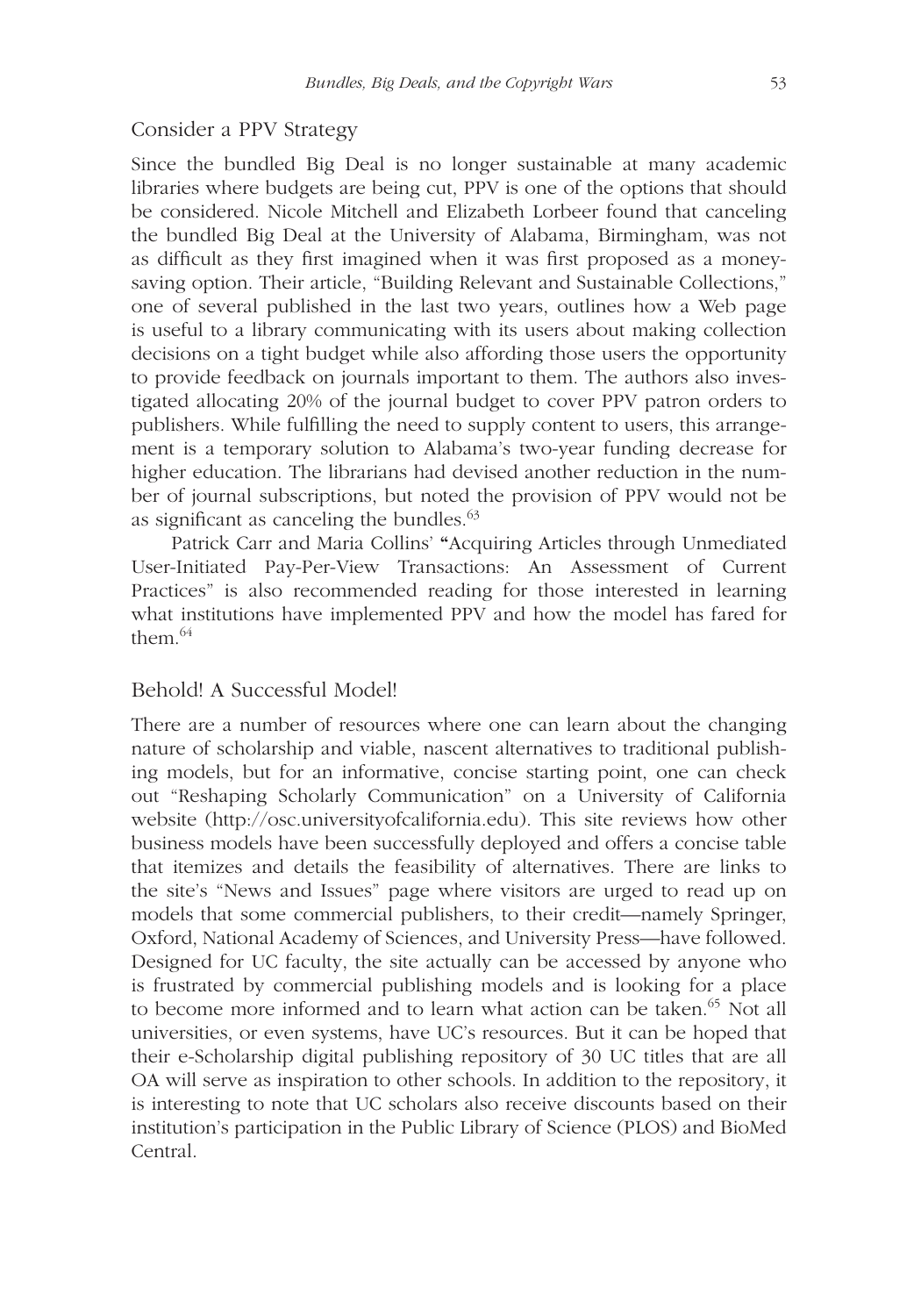## Consider a PPV Strategy

Since the bundled Big Deal is no longer sustainable at many academic libraries where budgets are being cut, PPV is one of the options that should be considered. Nicole Mitchell and Elizabeth Lorbeer found that canceling the bundled Big Deal at the University of Alabama, Birmingham, was not as difficult as they first imagined when it was first proposed as a money-saving option. Their article, "Building Relevant and Sustainable Collections," one of several published in the last two years, outlines how a Web page is useful to a library communicating with its users about making collection decisions on a tight budget while also affording those users the opportunity to provide feedback on journals important to them. The authors also investigated allocating 20% of the journal budget to cover PPV patron orders to publishers. While fulfilling the need to supply content to users, this arrangement is a temporary solution to Alabama's two-year funding decrease for higher education. The librarians had devised another reduction in the number of journal subscriptions, but noted the provision of PPV would not be as significant as canceling the bundles.[63]

Patrick Carr and Maria Collins' "Acquiring Articles through Unmediated User-Initiated Pay-Per-View Transactions: An Assessment of Current Practices" is also recommended reading for those interested in learning what institutions have implemented PPV and how the model has fared for them.[64]

## Behold! A Successful Model!

There are a number of resources where one can learn about the changing nature of scholarship and viable, nascent alternatives to traditional publishing models, but for an informative, concise starting point, one can check out "Reshaping Scholarly Communication" on a University of California website (http://osc.universityofcalifornia.edu). This site reviews how other business models have been successfully deployed and offers a concise table that itemizes and details the feasibility of alternatives. There are links to the site's "News and Issues" page where visitors are urged to read up on models that some commercial publishers, to their credit—namely Springer, Oxford, National Academy of Sciences, and University Press—have followed. Designed for UC faculty, the site actually can be accessed by anyone who is frustrated by commercial publishing models and is looking for a place to become more informed and to learn what action can be taken.[65] Not all universities, or even systems, have UC's resources. But it can be hoped that their e-Scholarship digital publishing repository of 30 UC titles that are all OA will serve as inspiration to other schools. In addition to the repository, it is interesting to note that UC scholars also receive discounts based on their institution's participation in the Public Library of Science (PLOS) and BioMed Central.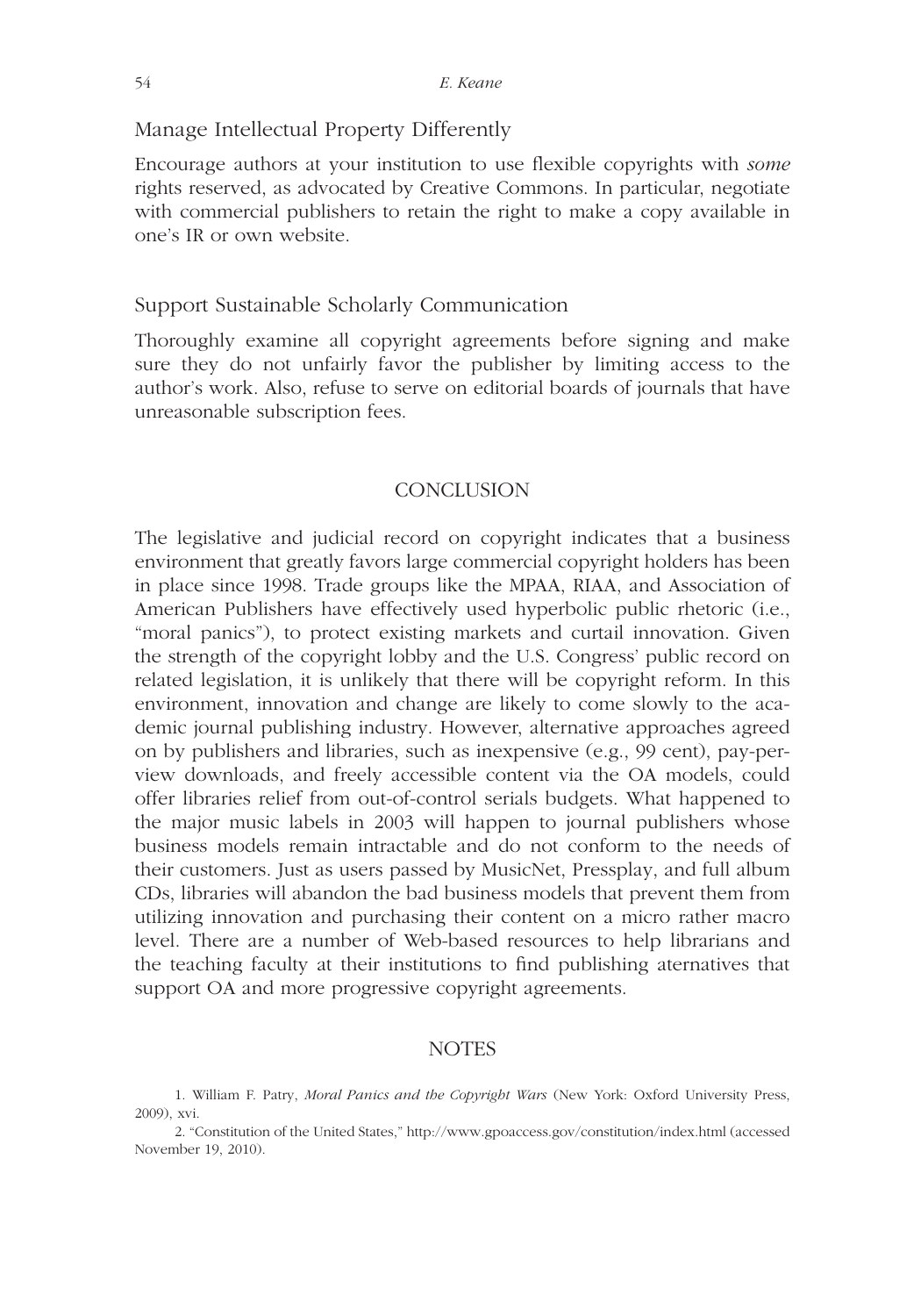### Manage Intellectual Property Differently

Encourage authors at your institution to use flexible copyrights with *some* rights reserved, as advocated by Creative Commons. In particular, negotiate with commercial publishers to retain the right to make a copy available in one's IR or own website.

### Support Sustainable Scholarly Communication

Thoroughly examine all copyright agreements before signing and make sure they do not unfairly favor the publisher by limiting access to the author's work. Also, refuse to serve on editorial boards of journals that have unreasonable subscription fees.

## CONCLUSION

The legislative and judicial record on copyright indicates that a business environment that greatly favors large commercial copyright holders has been in place since 1998. Trade groups like the MPAA, RIAA, and Association of American Publishers have effectively used hyperbolic public rhetoric (i.e., "moral panics"), to protect existing markets and curtail innovation. Given the strength of the copyright lobby and the U.S. Congress' public record on related legislation, it is unlikely that there will be copyright reform. In this environment, innovation and change are likely to come slowly to the academic journal publishing industry. However, alternative approaches agreed on by publishers and libraries, such as inexpensive (e.g., 99 cent), pay-per-view downloads, and freely accessible content via the OA models, could offer libraries relief from out-of-control serials budgets. What happened to the major music labels in 2003 will happen to journal publishers whose business models remain intractable and do not conform to the needs of their customers. Just as users passed by MusicNet, Pressplay, and full album CDs, libraries will abandon the bad business models that prevent them from utilizing innovation and purchasing their content on a micro rather macro level. There are a number of Web-based resources to help librarians and the teaching faculty at their institutions to find publishing aternatives that support OA and more progressive copyright agreements.

## NOTES

1. William F. Patry, *Moral Panics and the Copyright Wars* (New York: Oxford University Press, 2009), xvi.
2. "Constitution of the United States," http://www.gpoaccess.gov/constitution/index.html (accessed November 19, 2010).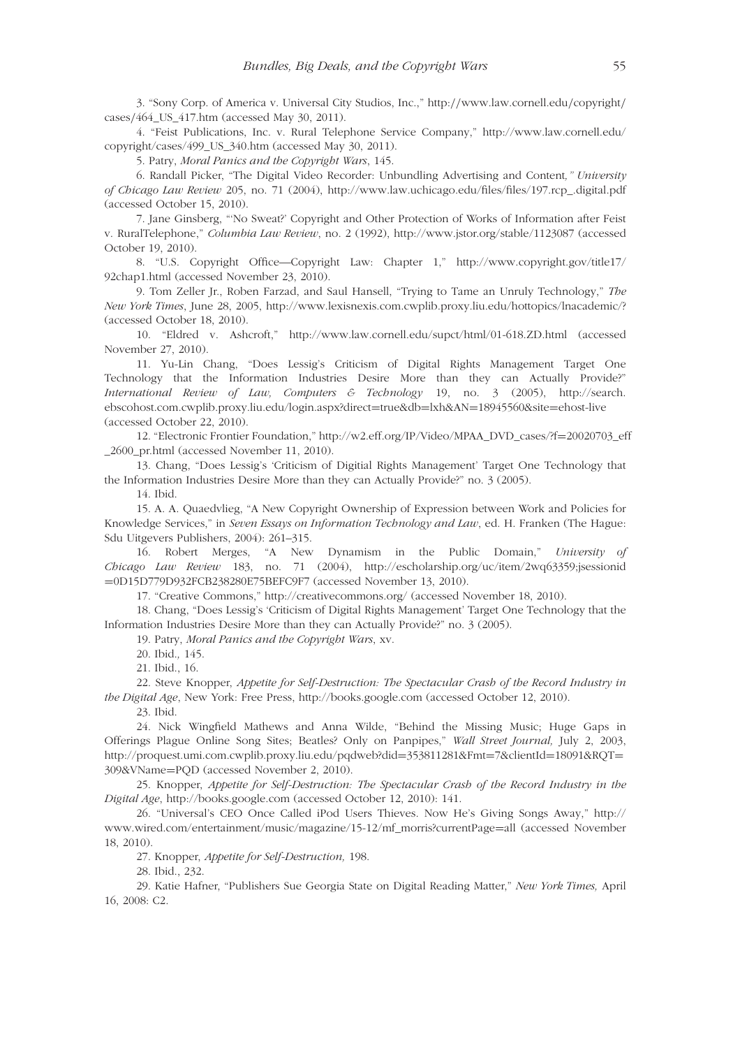3. "Sony Corp. of America v. Universal City Studios, Inc.," http://www.law.cornell.edu/copyright/cases/464_US_417.htm (accessed May 30, 2011).

4. "Feist Publications, Inc. v. Rural Telephone Service Company," http://www.law.cornell.edu/copyright/cases/499_US_340.htm (accessed May 30, 2011).

5. Patry, *Moral Panics and the Copyright Wars*, 145.

6. Randall Picker, "The Digital Video Recorder: Unbundling Advertising and Content*," University of Chicago Law Review* 205, no. 71 (2004), http://www.law.uchicago.edu/files/files/197.rcp_.digital.pdf (accessed October 15, 2010).

7. Jane Ginsberg, "'No Sweat?' Copyright and Other Protection of Works of Information after Feist v. RuralTelephone," *Columbia Law Review*, no. 2 (1992), http://www.jstor.org/stable/1123087 (accessed October 19, 2010).

8. "U.S. Copyright Office—Copyright Law: Chapter 1," http://www.copyright.gov/title17/92chap1.html (accessed November 23, 2010).

9. Tom Zeller Jr., Roben Farzad, and Saul Hansell, "Trying to Tame an Unruly Technology," *The New York Times*, June 28, 2005, http://www.lexisnexis.com.cwplib.proxy.liu.edu/hottopics/lnacademic/? (accessed October 18, 2010).

10. "Eldred v. Ashcroft," http://www.law.cornell.edu/supct/html/01-618.ZD.html (accessed November 27, 2010).

11. Yu-Lin Chang, "Does Lessig's Criticism of Digital Rights Management Target One Technology that the Information Industries Desire More than they can Actually Provide?" *International Review of Law, Computers & Technology* 19, no. 3 (2005), http://search.ebscohost.com.cwplib.proxy.liu.edu/login.aspx?direct=true&db=lxh&AN=18945560&site=ehost-live (accessed October 22, 2010).

12. "Electronic Frontier Foundation," http://w2.eff.org/IP/Video/MPAA_DVD_cases/?f=20020703_eff_2600_pr.html (accessed November 11, 2010).

13. Chang, "Does Lessig's 'Criticism of Digitial Rights Management' Target One Technology that the Information Industries Desire More than they can Actually Provide?" no. 3 (2005).

14. Ibid.

15. A. A. Quaedvlieg, "A New Copyright Ownership of Expression between Work and Policies for Knowledge Services," in *Seven Essays on Information Technology and Law*, ed. H. Franken (The Hague: Sdu Uitgevers Publishers, 2004): 261–315.

16. Robert Merges, "A New Dynamism in the Public Domain," *University of Chicago Law Review* 183, no. 71 (2004), http://escholarship.org/uc/item/2wq63359;jsessionid=0D15D779D932FCB238280E75BEFC9F7 (accessed November 13, 2010).

17. "Creative Commons," http://creativecommons.org/ (accessed November 18, 2010).

18. Chang, "Does Lessig's 'Criticism of Digital Rights Management' Target One Technology that the Information Industries Desire More than they can Actually Provide?" no. 3 (2005).

19. Patry, *Moral Panics and the Copyright Wars*, xv.

20. Ibid., 145.

21. Ibid., 16.

22. Steve Knopper, *Appetite for Self-Destruction: The Spectacular Crash of the Record Industry in the Digital Age*, New York: Free Press, http://books.google.com (accessed October 12, 2010).

23. Ibid.

24. Nick Wingfield Mathews and Anna Wilde, "Behind the Missing Music; Huge Gaps in Offerings Plague Online Song Sites; Beatles? Only on Panpipes," *Wall Street Journal,* July 2, 2003, http://proquest.umi.com.cwplib.proxy.liu.edu/pqdweb?did=353811281&Fmt=7&clientId=18091&RQT=309&VName=PQD (accessed November 2, 2010).

25. Knopper, *Appetite for Self-Destruction: The Spectacular Crash of the Record Industry in the Digital Age*, http://books.google.com (accessed October 12, 2010): 141.

26. "Universal's CEO Once Called iPod Users Thieves. Now He's Giving Songs Away," http://www.wired.com/entertainment/music/magazine/15-12/mf_morris?currentPage=all (accessed November 18, 2010).

27. Knopper, *Appetite for Self-Destruction,* 198.

28. Ibid., 232.

29. Katie Hafner, "Publishers Sue Georgia State on Digital Reading Matter," *New York Times,* April 16, 2008: C2.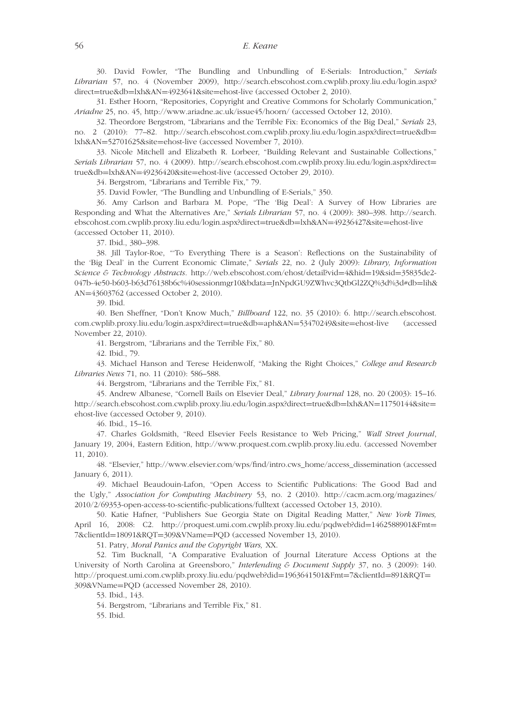30. David Fowler, "The Bundling and Unbundling of E-Serials: Introduction," *Serials Librarian* 57, no. 4 (November 2009), http://search.ebscohost.com.cwplib.proxy.liu.edu/login.aspx?direct=true&db=lxh&AN=4923641&site=ehost-live (accessed October 2, 2010).

31. Esther Hoorn, "Repositories, Copyright and Creative Commons for Scholarly Communication," *Ariadne* 25, no. 45, http://www.ariadne.ac.uk/issue45/hoorn/ (accessed October 12, 2010).

32. Theordore Bergstrom, "Librarians and the Terrible Fix: Economics of the Big Deal," *Serials* 23, no. 2 (2010): 77–82. http://search.ebscohost.com.cwplib.proxy.liu.edu/login.aspx?direct=true&db=lxh&AN=52701625&site=ehost-live (accessed November 7, 2010).

33. Nicole Mitchell and Elizabeth R. Lorbeer, "Building Relevant and Sustainable Collections," *Serials Librarian* 57, no. 4 (2009). http://search.ebscohost.com.cwplib.proxy.liu.edu/login.aspx?direct=true&db=lxh&AN=49236420&site=ehost-live (accessed October 29, 2010).

34. Bergstrom, "Librarians and Terrible Fix," 79.

35. David Fowler, "The Bundling and Unbundling of E-Serials," 350.

36. Amy Carlson and Barbara M. Pope, "The 'Big Deal': A Survey of How Libraries are Responding and What the Alternatives Are," *Serials Librarian* 57, no. 4 (2009): 380–398. http://search.ebscohost.com.cwplib.proxy.liu.edu/login.aspx?direct=true&db=lxh&AN=49236427&site=ehost-live (accessed October 11, 2010).

37. Ibid., 380–398.

38. Jill Taylor-Roe, "'To Everything There is a Season': Reflections on the Sustainability of the 'Big Deal' in the Current Economic Climate," *Serials* 22, no. 2 (July 2009): *Library, Information Science & Technology Abstracts*. http://web.ebscohost.com/ehost/detail?vid=4&hid=19&sid=35835de2-047b-4e50-b603-b63d76138b6c%40sessionmgr10&bdata=JnNpdGU9ZWhvc3QtbGl2ZQ%3d%3d#db=lih&AN=43603762 (accessed October 2, 2010).

39. Ibid.

40. Ben Sheffner, "Don't Know Much," *Billboard* 122, no. 35 (2010): 6. http://search.ebscohost.com.cwplib.proxy.liu.edu/login.aspx?direct=true&db=aph&AN=53470249&site=ehost-live (accessed November 22, 2010).

41. Bergstrom, "Librarians and the Terrible Fix," 80.

42. Ibid., 79.

43. Michael Hanson and Terese Heidenwolf, "Making the Right Choices," *College and Research Libraries News* 71, no. 11 (2010): 586–588.

44. Bergstrom, "Librarians and the Terrible Fix," 81.

45. Andrew Albanese, "Cornell Bails on Elsevier Deal," *Library Journal* 128, no. 20 (2003): 15–16. http://search.ebscohost.com.cwplib.proxy.liu.edu/login.aspx?direct=true&db=lxh&AN=11750144&site=ehost-live (accessed October 9, 2010).

46. Ibid., 15–16.

47. Charles Goldsmith, "Reed Elsevier Feels Resistance to Web Pricing," *Wall Street Journal*, January 19, 2004, Eastern Edition, http://www.proquest.com.cwplib.proxy.liu.edu. (accessed November 11, 2010).

48. "Elsevier," http://www.elsevier.com/wps/find/intro.cws_home/access_dissemination (accessed January 6, 2011).

49. Michael Beaudouin-Lafon, "Open Access to Scientific Publications: The Good Bad and the Ugly," *Association for Computing Machinery* 53, no. 2 (2010). http://cacm.acm.org/magazines/2010/2/69353-open-access-to-scientific-publications/fulltext (accessed October 13, 2010).

50. Katie Hafner, "Publishers Sue Georgia State on Digital Reading Matter," *New York Times,* April 16, 2008: C2. http://proquest.umi.com.cwplib.proxy.liu.edu/pqdweb?did=1462588901&Fmt=7&clientId=18091&RQT=309&VName=PQD (accessed November 13, 2010).

51. Patry, *Moral Panics and the Copyright Wars,* XX.

52. Tim Bucknall, "A Comparative Evaluation of Journal Literature Access Options at the University of North Carolina at Greensboro," *Interlending & Document Supply* 37, no. 3 (2009): 140. http://proquest.umi.com.cwplib.proxy.liu.edu/pqdweb?did=1963641501&Fmt=7&clientId=891&RQT=309&VName=PQD (accessed November 28, 2010).

53. Ibid., 143.

54. Bergstrom, "Librarians and Terrible Fix," 81.

55. Ibid.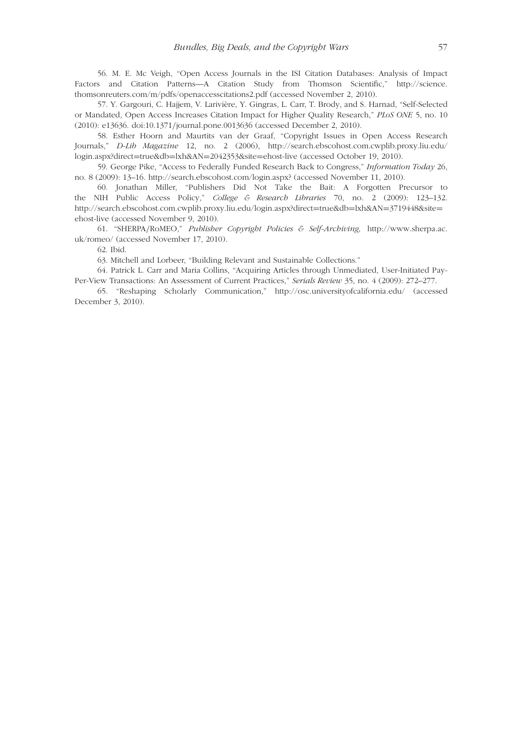56. M. E. Mc Veigh, "Open Access Journals in the ISI Citation Databases: Analysis of Impact Factors and Citation Patterns—A Citation Study from Thomson Scientific," http://science.thomsonreuters.com/m/pdfs/openaccesscitations2.pdf (accessed November 2, 2010).

57. Y. Gargouri, C. Hajjem, V. Larivière, Y. Gingras, L. Carr, T. Brody, and S. Harnad, "Self-Selected or Mandated, Open Access Increases Citation Impact for Higher Quality Research," *PLoS ONE* 5, no. 10 (2010): e13636. doi:10.1371/journal.pone.0013636 (accessed December 2, 2010).

58. Esther Hoorn and Maurtits van der Graaf, "Copyright Issues in Open Access Research Journals," *D-Lib Magazine* 12, no. 2 (2006), http://search.ebscohost.com.cwplib.proxy.liu.edu/login.aspx?direct=true&db=lxh&AN=2042353&site=ehost-live (accessed October 19, 2010).

59. George Pike, "Access to Federally Funded Research Back to Congress," *Information Today* 26, no. 8 (2009): 13–16. http://search.ebscohost.com/login.aspx? (accessed November 11, 2010).

60. Jonathan Miller, "Publishers Did Not Take the Bait: A Forgotten Precursor to the NIH Public Access Policy," *College & Research Libraries* 70, no. 2 (2009): 123–132. http://search.ebscohost.com.cwplib.proxy.liu.edu/login.aspx?direct=true&db=lxh&AN=3719448&site=ehost-live (accessed November 9, 2010).

61. "SHERPA/RoMEO," *Publisher Copyright Policies & Self-Archiving,* http://www.sherpa.ac.uk/romeo/ (accessed November 17, 2010).

62. Ibid.

63. Mitchell and Lorbeer, "Building Relevant and Sustainable Collections."

64. Patrick L. Carr and Maria Collins, "Acquiring Articles through Unmediated, User-Initiated Pay-Per-View Transactions: An Assessment of Current Practices," *Serials Review* 35, no. 4 (2009): 272–277.

65. "Reshaping Scholarly Communication," http://osc.universityofcalifornia.edu/ (accessed December 3, 2010).